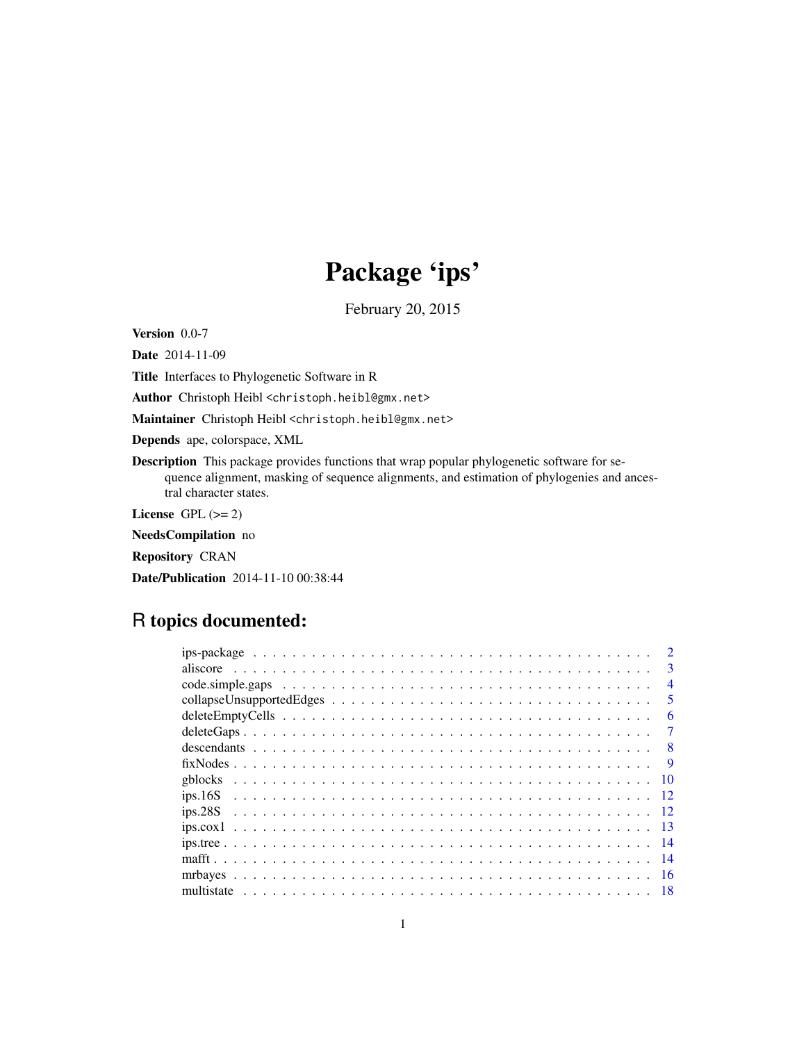# Package 'ips'

February 20, 2015

**Version** 0.0-7

**Date** 2014-11-09

**Title** Interfaces to Phylogenetic Software in R

**Author** Christoph Heibl <christoph.heibl@gmx.net>

**Maintainer** Christoph Heibl <christoph.heibl@gmx.net>

**Depends** ape, colorspace, XML

**Description** This package provides functions that wrap popular phylogenetic software for sequence alignment, masking of sequence alignments, and estimation of phylogenies and ancestral character states.

**License** GPL (>= 2)

**NeedsCompilation** no

**Repository** CRAN

**Date/Publication** 2014-11-10 00:38:44

## R topics documented:

| | |
|---|---|
| ips-package | 2 |
| aliscore | 3 |
| code.simple.gaps | 4 |
| collapseUnsupportedEdges | 5 |
| deleteEmptyCells | 6 |
| deleteGaps | 7 |
| descendants | 8 |
| fixNodes | 9 |
| gblocks | 10 |
| ips.16S | 12 |
| ips.28S | 12 |
| ips.cox1 | 13 |
| ips.tree | 14 |
| mafft | 14 |
| mrbayes | 16 |
| multistate | 18 |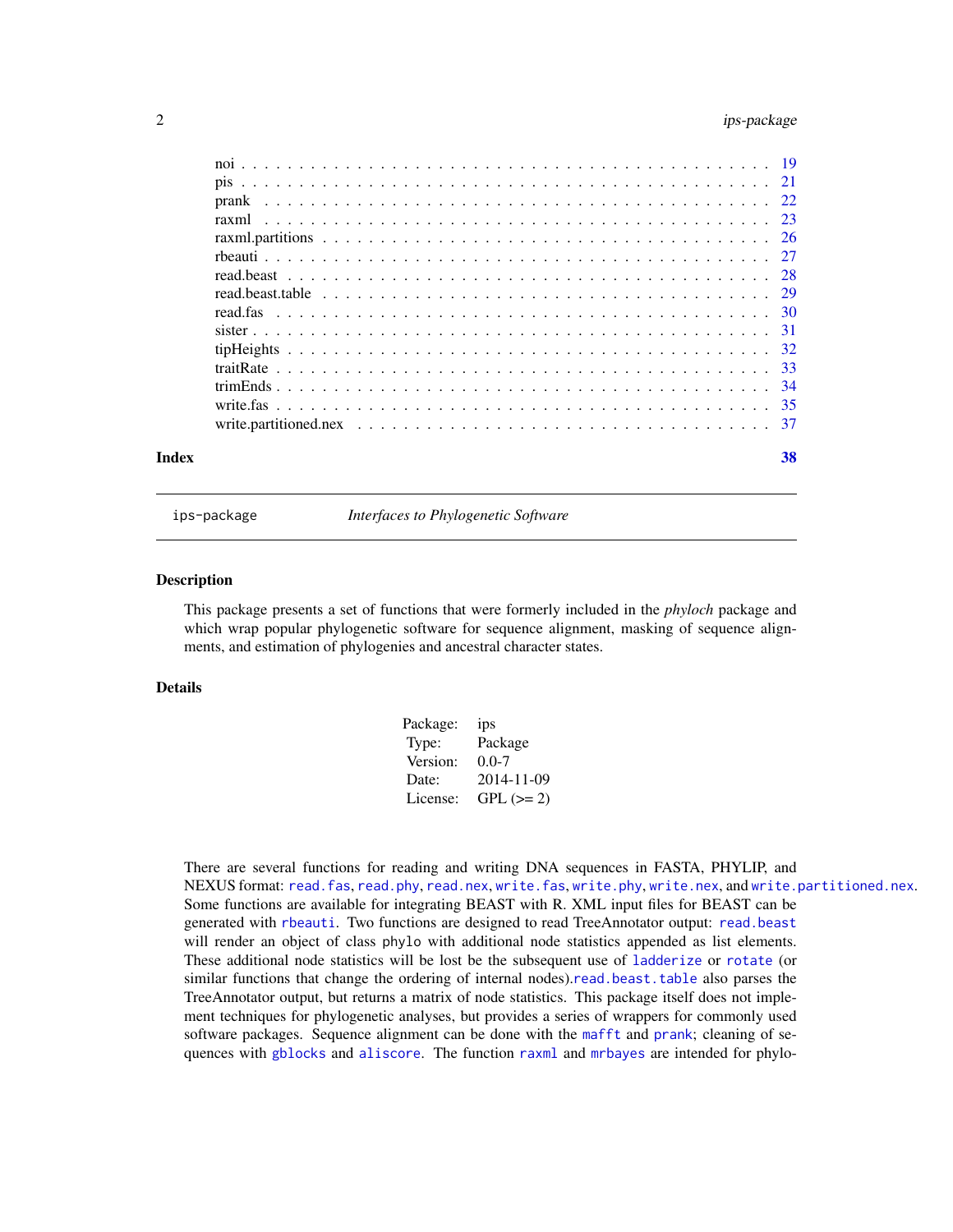noi . . . . . . . . . . . . . . . . . . . . . . . . . . . . . . . . . . . . . . . . . . . . 19
pis . . . . . . . . . . . . . . . . . . . . . . . . . . . . . . . . . . . . . . . . . . . . 21
prank . . . . . . . . . . . . . . . . . . . . . . . . . . . . . . . . . . . . . . . . . . . 22
raxml . . . . . . . . . . . . . . . . . . . . . . . . . . . . . . . . . . . . . . . . . . . 23
raxml.partitions . . . . . . . . . . . . . . . . . . . . . . . . . . . . . . . . . . . . . 26
rbeauti . . . . . . . . . . . . . . . . . . . . . . . . . . . . . . . . . . . . . . . . . . 27
read.beast . . . . . . . . . . . . . . . . . . . . . . . . . . . . . . . . . . . . . . . . 28
read.beast.table . . . . . . . . . . . . . . . . . . . . . . . . . . . . . . . . . . . . . 29
read.fas . . . . . . . . . . . . . . . . . . . . . . . . . . . . . . . . . . . . . . . . . 30
sister . . . . . . . . . . . . . . . . . . . . . . . . . . . . . . . . . . . . . . . . . . 31
tipHeights . . . . . . . . . . . . . . . . . . . . . . . . . . . . . . . . . . . . . . . 32
traitRate . . . . . . . . . . . . . . . . . . . . . . . . . . . . . . . . . . . . . . . . 33
trimEnds . . . . . . . . . . . . . . . . . . . . . . . . . . . . . . . . . . . . . . . . 34
write.fas . . . . . . . . . . . . . . . . . . . . . . . . . . . . . . . . . . . . . . . . 35
write.partitioned.nex . . . . . . . . . . . . . . . . . . . . . . . . . . . . . . . . . . 37

**Index** 38

## ips-package *Interfaces to Phylogenetic Software*

### Description

This package presents a set of functions that were formerly included in the *phyloch* package and which wrap popular phylogenetic software for sequence alignment, masking of sequence alignments, and estimation of phylogenies and ancestral character states.

### Details

| | |
|---|---|
| Package: | ips |
| Type: | Package |
| Version: | 0.0-7 |
| Date: | 2014-11-09 |
| License: | GPL (>= 2) |

There are several functions for reading and writing DNA sequences in FASTA, PHYLIP, and NEXUS format: `read.fas`, `read.phy`, `read.nex`, `write.fas`, `write.phy`, `write.nex`, and `write.partitioned.nex`. Some functions are available for integrating BEAST with R. XML input files for BEAST can be generated with `rbeauti`. Two functions are designed to read TreeAnnotator output: `read.beast` will render an object of class `phylo` with additional node statistics appended as list elements. These additional node statistics will be lost be the subsequent use of `ladderize` or `rotate` (or similar functions that change the ordering of internal nodes).`read.beast.table` also parses the TreeAnnotator output, but returns a matrix of node statistics. This package itself does not implement techniques for phylogenetic analyses, but provides a series of wrappers for commonly used software packages. Sequence alignment can be done with the `mafft` and `prank`; cleaning of sequences with `gblocks` and `aliscore`. The function `raxml` and `mrbayes` are intended for phylo-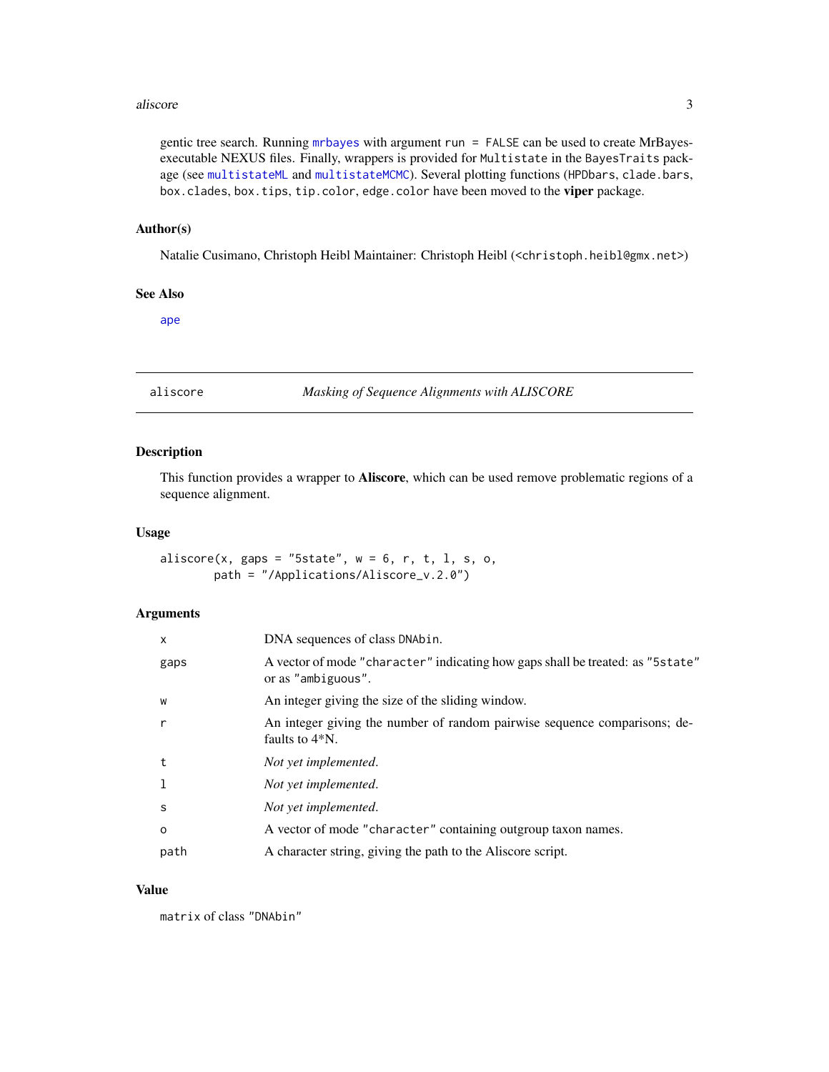gentic tree search. Running `mrbayes` with argument `run = FALSE` can be used to create MrBayes-executable NEXUS files. Finally, wrappers is provided for `Multistate` in the `BayesTraits` package (see `multistateML` and `multistateMCMC`). Several plotting functions (`HPDbars`, `clade.bars`, `box.clades`, `box.tips`, `tip.color`, `edge.color` have been moved to the **viper** package.

### Author(s)

Natalie Cusimano, Christoph Heibl Maintainer: Christoph Heibl (<christoph.heibl@gmx.net>)

### See Also

`ape`

---

## aliscore — *Masking of Sequence Alignments with ALISCORE*

### Description

This function provides a wrapper to **Aliscore**, which can be used remove problematic regions of a sequence alignment.

### Usage

```
aliscore(x, gaps = "5state", w = 6, r, t, l, s, o,
        path = "/Applications/Aliscore_v.2.0")
```

### Arguments

| | |
|---|---|
| x | DNA sequences of class `DNAbin`. |
| gaps | A vector of mode `"character"` indicating how gaps shall be treated: as `"5state"` or as `"ambiguous"`. |
| w | An integer giving the size of the sliding window. |
| r | An integer giving the number of random pairwise sequence comparisons; defaults to 4*N. |
| t | *Not yet implemented.* |
| l | *Not yet implemented.* |
| s | *Not yet implemented.* |
| o | A vector of mode `"character"` containing outgroup taxon names. |
| path | A character string, giving the path to the Aliscore script. |

### Value

`matrix` of class `"DNAbin"`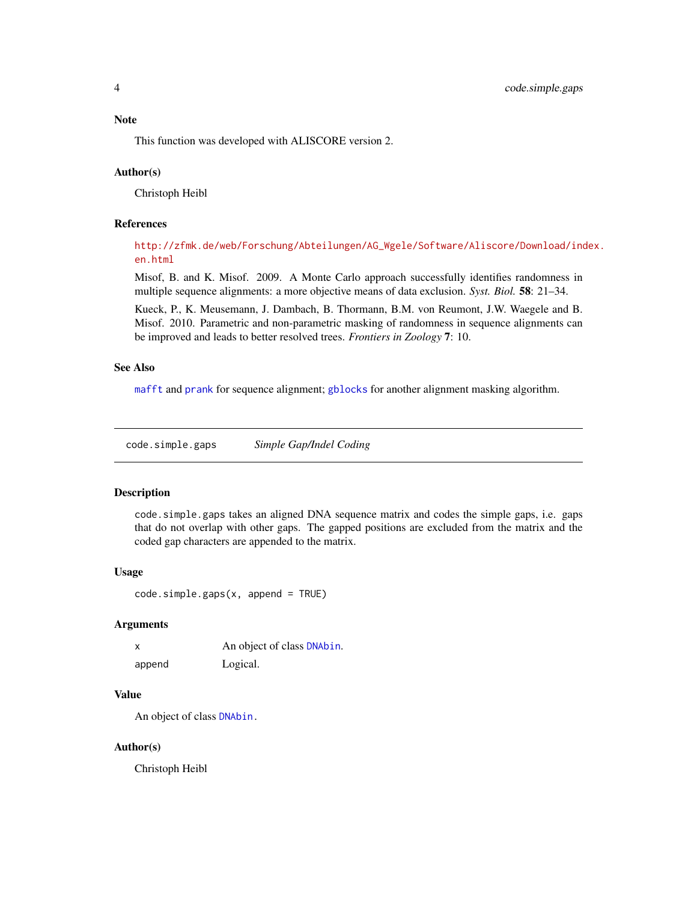### Note

This function was developed with ALISCORE version 2.

### Author(s)

Christoph Heibl

### References

http://zfmk.de/web/Forschung/Abteilungen/AG_Wgele/Software/Aliscore/Download/index.en.html

Misof, B. and K. Misof. 2009. A Monte Carlo approach successfully identifies randomness in multiple sequence alignments: a more objective means of data exclusion. *Syst. Biol.* **58**: 21–34.

Kueck, P., K. Meusemann, J. Dambach, B. Thormann, B.M. von Reumont, J.W. Waegele and B. Misof. 2010. Parametric and non-parametric masking of randomness in sequence alignments can be improved and leads to better resolved trees. *Frontiers in Zoology* **7**: 10.

### See Also

`mafft` and `prank` for sequence alignment; `gblocks` for another alignment masking algorithm.

---

## code.simple.gaps — *Simple Gap/Indel Coding*

### Description

`code.simple.gaps` takes an aligned DNA sequence matrix and codes the simple gaps, i.e. gaps that do not overlap with other gaps. The gapped positions are excluded from the matrix and the coded gap characters are appended to the matrix.

### Usage

```
code.simple.gaps(x, append = TRUE)
```

### Arguments

| | |
|---|---|
| x | An object of class `DNAbin`. |
| append | Logical. |

### Value

An object of class `DNAbin`.

### Author(s)

Christoph Heibl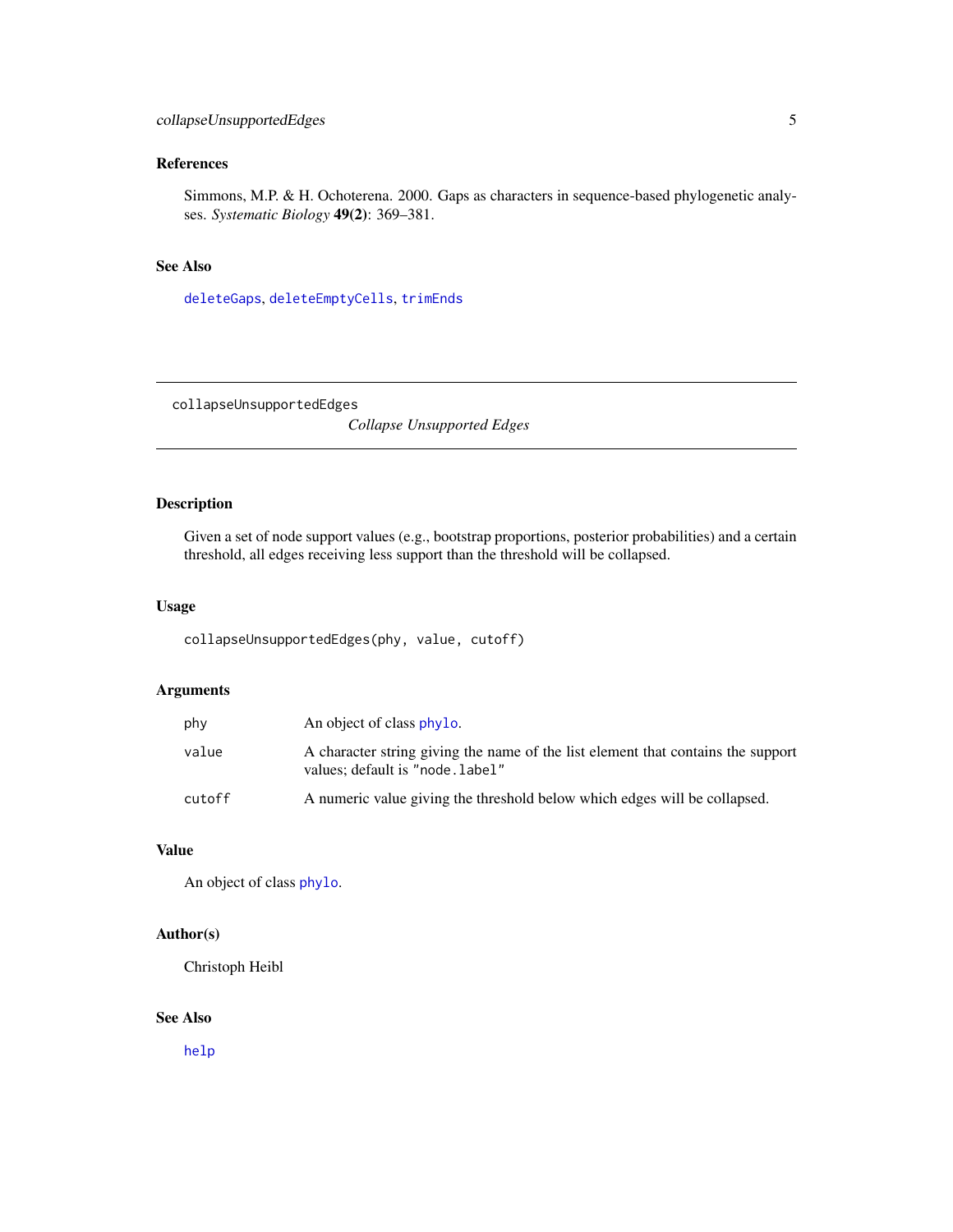## References

Simmons, M.P. & H. Ochoterena. 2000. Gaps as characters in sequence-based phylogenetic analyses. *Systematic Biology* **49(2)**: 369–381.

## See Also

`deleteGaps`, `deleteEmptyCells`, `trimEnds`

---

# collapseUnsupportedEdges    *Collapse Unsupported Edges*

---

## Description

Given a set of node support values (e.g., bootstrap proportions, posterior probabilities) and a certain threshold, all edges receiving less support than the threshold will be collapsed.

## Usage

```
collapseUnsupportedEdges(phy, value, cutoff)
```

## Arguments

| | |
|---|---|
| `phy` | An object of class `phylo`. |
| `value` | A character string giving the name of the list element that contains the support values; default is `"node.label"` |
| `cutoff` | A numeric value giving the threshold below which edges will be collapsed. |

## Value

An object of class `phylo`.

## Author(s)

Christoph Heibl

## See Also

`help`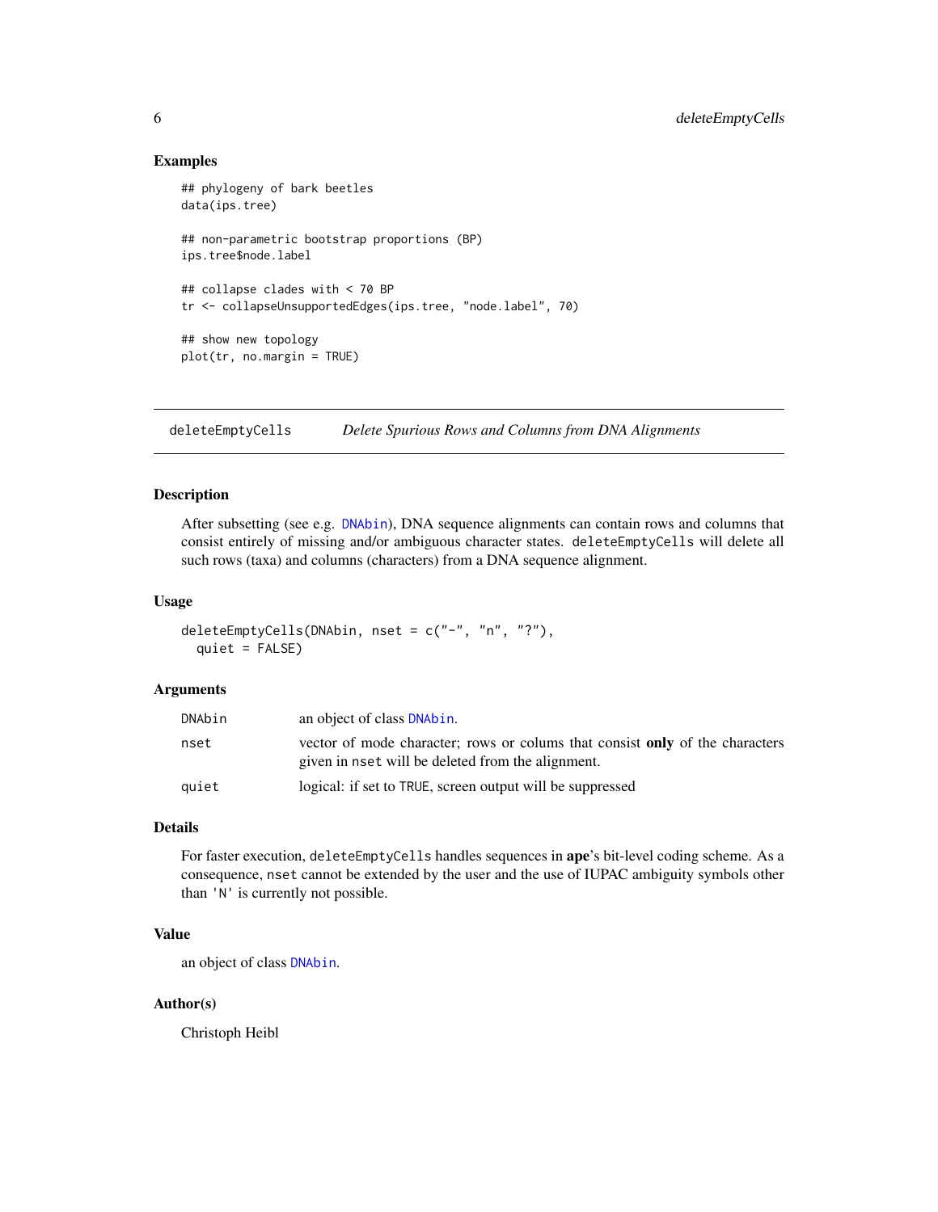## Examples

```
## phylogeny of bark beetles
data(ips.tree)

## non-parametric bootstrap proportions (BP)
ips.tree$node.label

## collapse clades with < 70 BP
tr <- collapseUnsupportedEdges(ips.tree, "node.label", 70)

## show new topology
plot(tr, no.margin = TRUE)
```

---

# deleteEmptyCells *Delete Spurious Rows and Columns from DNA Alignments*

---

## Description

After subsetting (see e.g. DNAbin), DNA sequence alignments can contain rows and columns that consist entirely of missing and/or ambiguous character states. `deleteEmptyCells` will delete all such rows (taxa) and columns (characters) from a DNA sequence alignment.

## Usage

```
deleteEmptyCells(DNAbin, nset = c("-", "n", "?"),
  quiet = FALSE)
```

## Arguments

| | |
|---|---|
| `DNAbin` | an object of class DNAbin. |
| `nset` | vector of mode character; rows or colums that consist **only** of the characters given in `nset` will be deleted from the alignment. |
| `quiet` | logical: if set to `TRUE`, screen output will be suppressed |

## Details

For faster execution, `deleteEmptyCells` handles sequences in **ape**'s bit-level coding scheme. As a consequence, `nset` cannot be extended by the user and the use of IUPAC ambiguity symbols other than `'N'` is currently not possible.

## Value

an object of class DNAbin.

## Author(s)

Christoph Heibl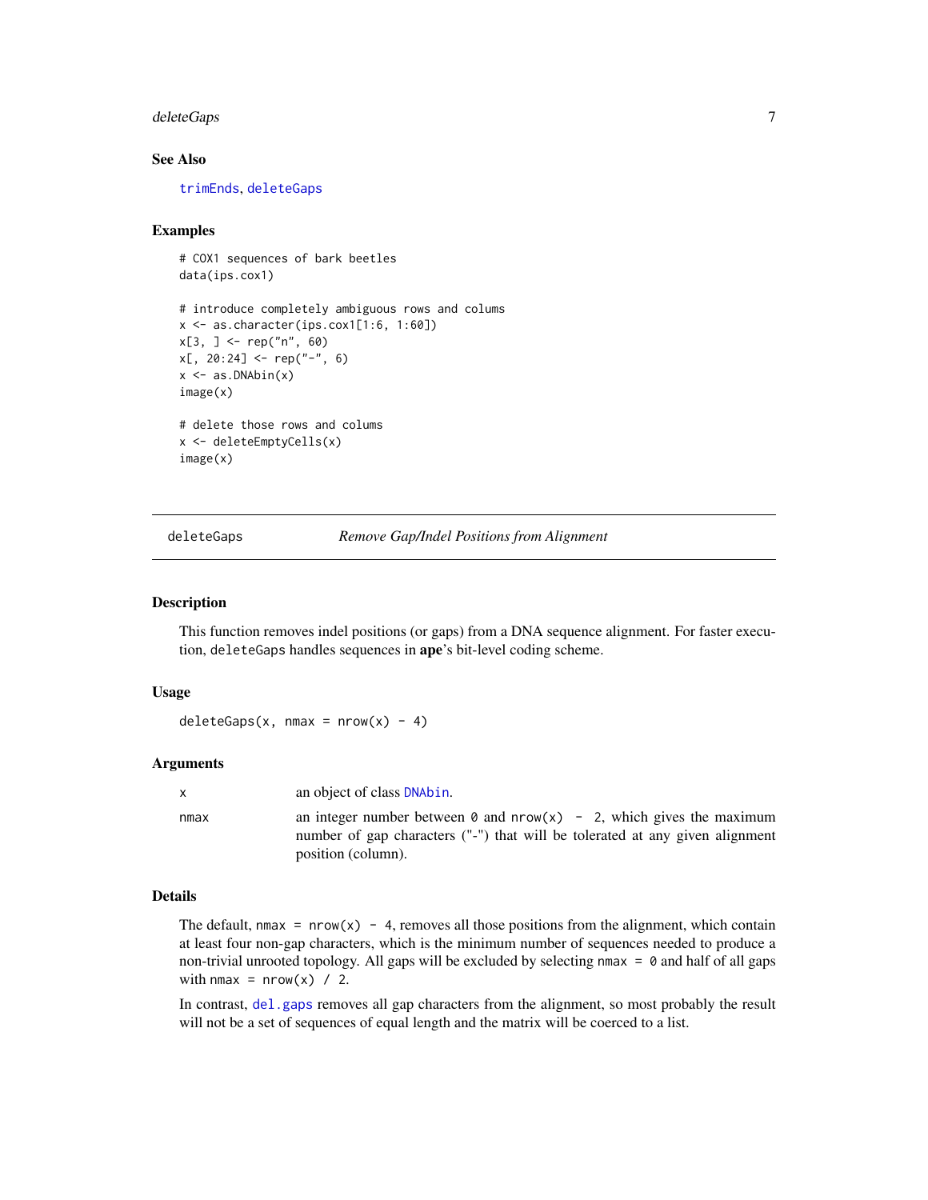## See Also

trimEnds, deleteGaps

## Examples

```
# COX1 sequences of bark beetles
data(ips.cox1)

# introduce completely ambiguous rows and colums
x <- as.character(ips.cox1[1:6, 1:60])
x[3, ] <- rep("n", 60)
x[, 20:24] <- rep("-", 6)
x <- as.DNAbin(x)
image(x)

# delete those rows and colums
x <- deleteEmptyCells(x)
image(x)
```

---

# deleteGaps &nbsp;&nbsp;&nbsp;&nbsp; *Remove Gap/Indel Positions from Alignment*

## Description

This function removes indel positions (or gaps) from a DNA sequence alignment. For faster execution, `deleteGaps` handles sequences in **ape**'s bit-level coding scheme.

## Usage

```
deleteGaps(x, nmax = nrow(x) - 4)
```

## Arguments

| | |
|---|---|
| x | an object of class DNAbin. |
| nmax | an integer number between `0` and `nrow(x) - 2`, which gives the maximum number of gap characters ("-") that will be tolerated at any given alignment position (column). |

## Details

The default, `nmax = nrow(x) - 4`, removes all those positions from the alignment, which contain at least four non-gap characters, which is the minimum number of sequences needed to produce a non-trivial unrooted topology. All gaps will be excluded by selecting `nmax = 0` and half of all gaps with `nmax = nrow(x) / 2`.

In contrast, del.gaps removes all gap characters from the alignment, so most probably the result will not be a set of sequences of equal length and the matrix will be coerced to a list.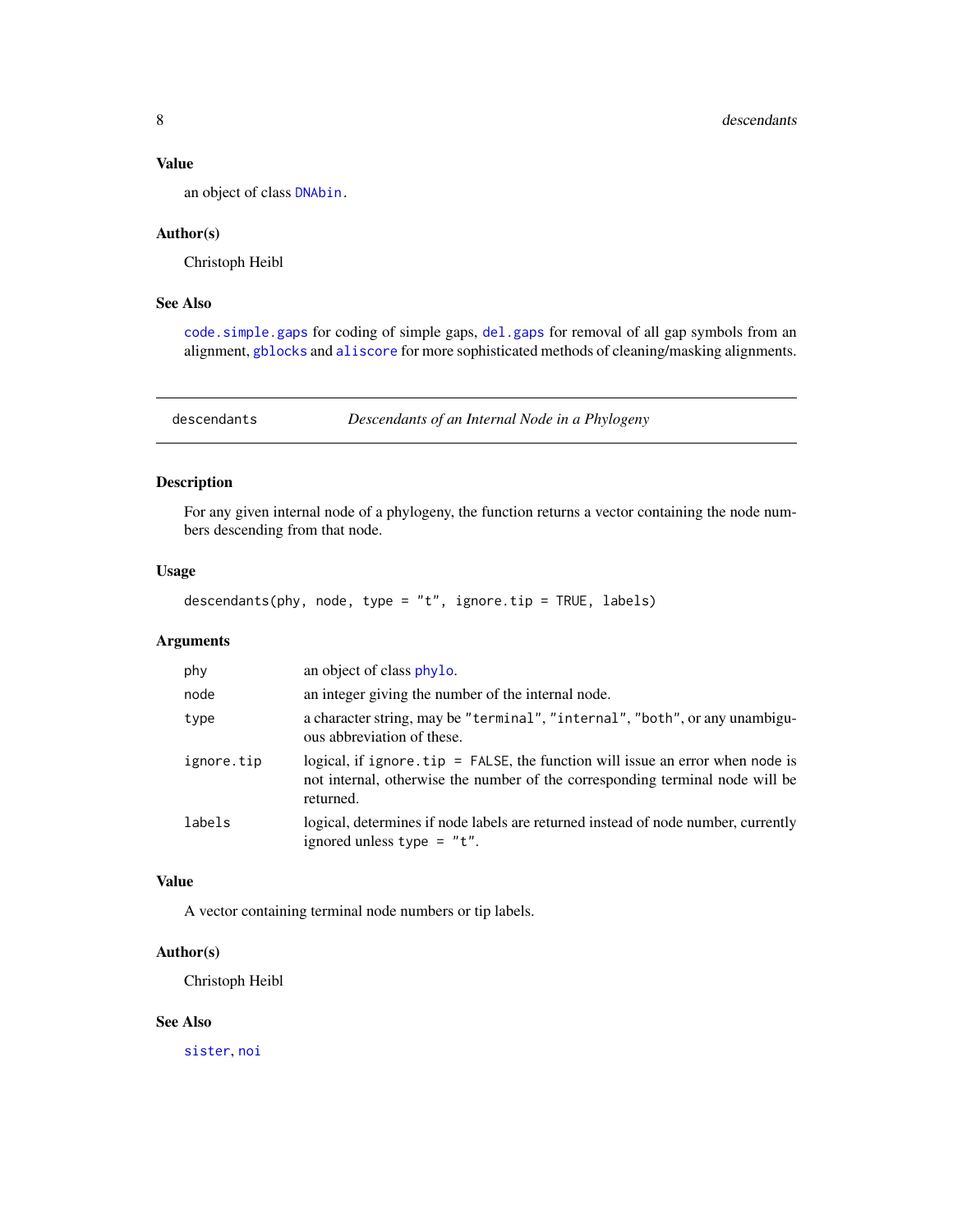### Value

an object of class DNAbin.

### Author(s)

Christoph Heibl

### See Also

code.simple.gaps for coding of simple gaps, del.gaps for removal of all gap symbols from an alignment, gblocks and aliscore for more sophisticated methods of cleaning/masking alignments.

---

## descendants — *Descendants of an Internal Node in a Phylogeny*

---

### Description

For any given internal node of a phylogeny, the function returns a vector containing the node numbers descending from that node.

### Usage

```
descendants(phy, node, type = "t", ignore.tip = TRUE, labels)
```

### Arguments

| Argument | Description |
|---|---|
| phy | an object of class phylo. |
| node | an integer giving the number of the internal node. |
| type | a character string, may be "terminal", "internal", "both", or any unambiguous abbreviation of these. |
| ignore.tip | logical, if ignore.tip = FALSE, the function will issue an error when node is not internal, otherwise the number of the corresponding terminal node will be returned. |
| labels | logical, determines if node labels are returned instead of node number, currently ignored unless type = "t". |

### Value

A vector containing terminal node numbers or tip labels.

### Author(s)

Christoph Heibl

### See Also

sister, noi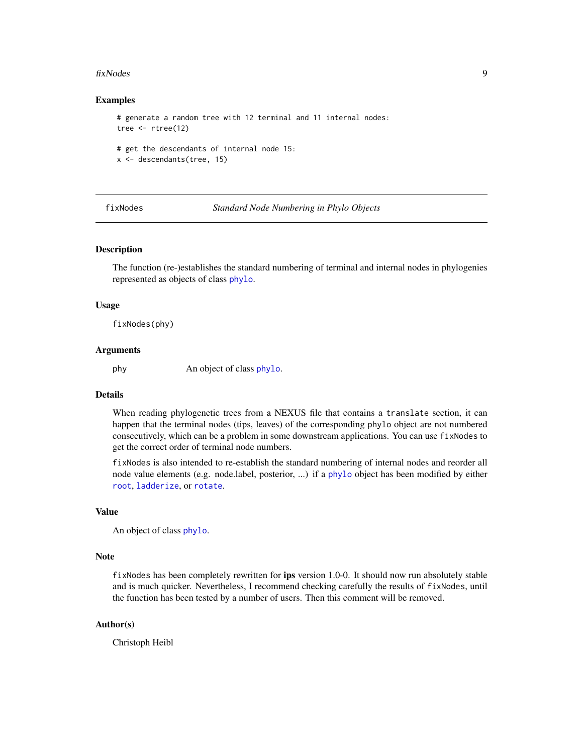### Examples

```
# generate a random tree with 12 terminal and 11 internal nodes:
tree <- rtree(12)

# get the descendants of internal node 15:
x <- descendants(tree, 15)
```

---

## fixNodes — *Standard Node Numbering in Phylo Objects*

---

### Description

The function (re-)establishes the standard numbering of terminal and internal nodes in phylogenies represented as objects of class `phylo`.

### Usage

```
fixNodes(phy)
```

### Arguments

| | |
|---|---|
| `phy` | An object of class `phylo`. |

### Details

When reading phylogenetic trees from a NEXUS file that contains a `translate` section, it can happen that the terminal nodes (tips, leaves) of the corresponding `phylo` object are not numbered consecutively, which can be a problem in some downstream applications. You can use `fixNodes` to get the correct order of terminal node numbers.

`fixNodes` is also intended to re-establish the standard numbering of internal nodes and reorder all node value elements (e.g. node.label, posterior, ...) if a `phylo` object has been modified by either `root`, `ladderize`, or `rotate`.

### Value

An object of class `phylo`.

### Note

`fixNodes` has been completely rewritten for **ips** version 1.0-0. It should now run absolutely stable and is much quicker. Nevertheless, I recommend checking carefully the results of `fixNodes`, until the function has been tested by a number of users. Then this comment will be removed.

### Author(s)

Christoph Heibl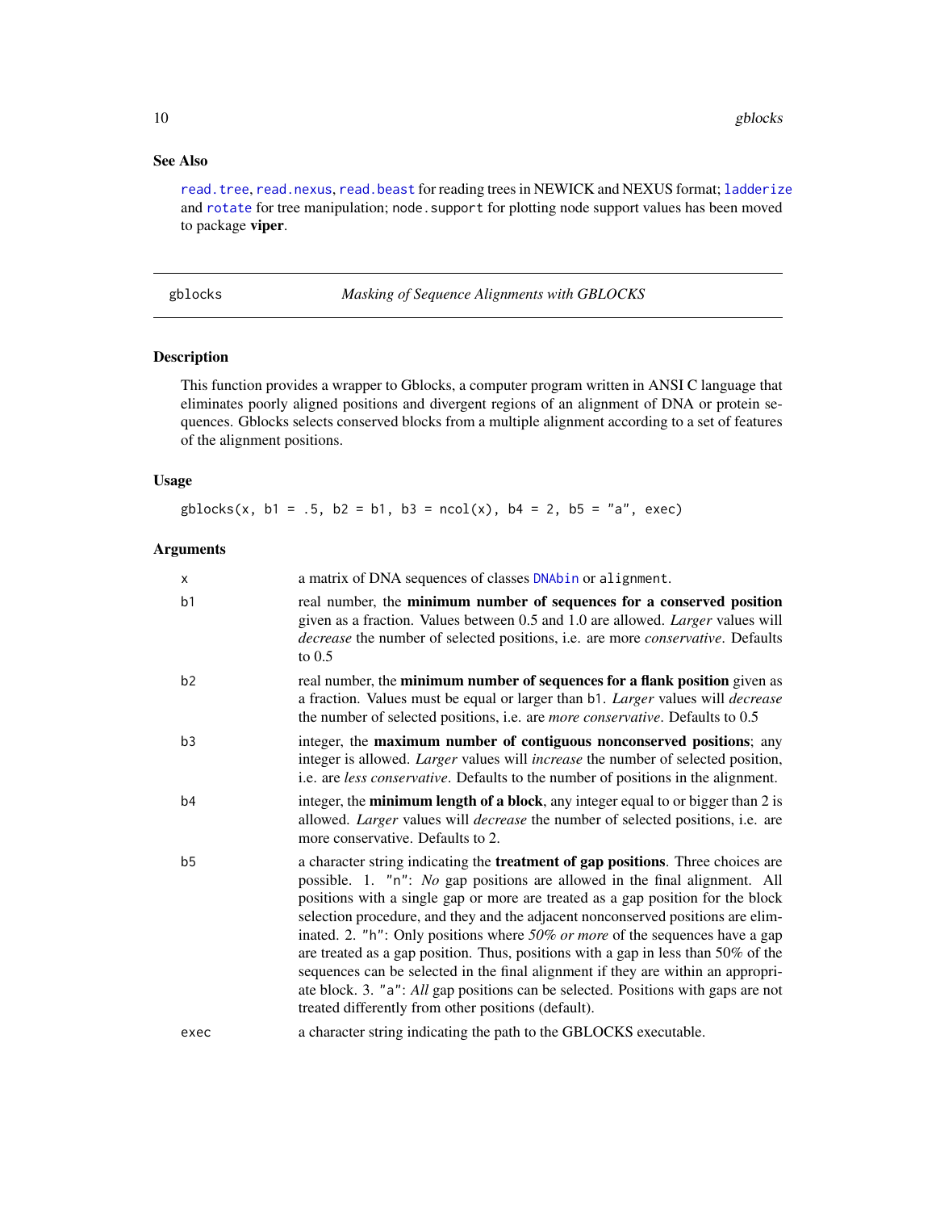## See Also

`read.tree`, `read.nexus`, `read.beast` for reading trees in NEWICK and NEXUS format; `ladderize` and `rotate` for tree manipulation; `node.support` for plotting node support values has been moved to package **viper**.

---

# gblocks — *Masking of Sequence Alignments with GBLOCKS*

## Description

This function provides a wrapper to Gblocks, a computer program written in ANSI C language that eliminates poorly aligned positions and divergent regions of an alignment of DNA or protein sequences. Gblocks selects conserved blocks from a multiple alignment according to a set of features of the alignment positions.

## Usage

```
gblocks(x, b1 = .5, b2 = b1, b3 = ncol(x), b4 = 2, b5 = "a", exec)
```

## Arguments

| | |
|---|---|
| `x` | a matrix of DNA sequences of classes `DNAbin` or `alignment`. |
| `b1` | real number, the **minimum number of sequences for a conserved position** given as a fraction. Values between 0.5 and 1.0 are allowed. *Larger* values will *decrease* the number of selected positions, i.e. are more *conservative*. Defaults to 0.5 |
| `b2` | real number, the **minimum number of sequences for a flank position** given as a fraction. Values must be equal or larger than `b1`. *Larger* values will *decrease* the number of selected positions, i.e. are *more conservative*. Defaults to 0.5 |
| `b3` | integer, the **maximum number of contiguous nonconserved positions**; any integer is allowed. *Larger* values will *increase* the number of selected position, i.e. are *less conservative*. Defaults to the number of positions in the alignment. |
| `b4` | integer, the **minimum length of a block**, any integer equal to or bigger than 2 is allowed. *Larger* values will *decrease* the number of selected positions, i.e. are more conservative. Defaults to 2. |
| `b5` | a character string indicating the **treatment of gap positions**. Three choices are possible. 1. `"n"`: *No* gap positions are allowed in the final alignment. All positions with a single gap or more are treated as a gap position for the block selection procedure, and they and the adjacent nonconserved positions are eliminated. 2. `"h"`: Only positions where *50% or more* of the sequences have a gap are treated as a gap position. Thus, positions with a gap in less than 50% of the sequences can be selected in the final alignment if they are within an appropriate block. 3. `"a"`: *All* gap positions can be selected. Positions with gaps are not treated differently from other positions (default). |
| `exec` | a character string indicating the path to the GBLOCKS executable. |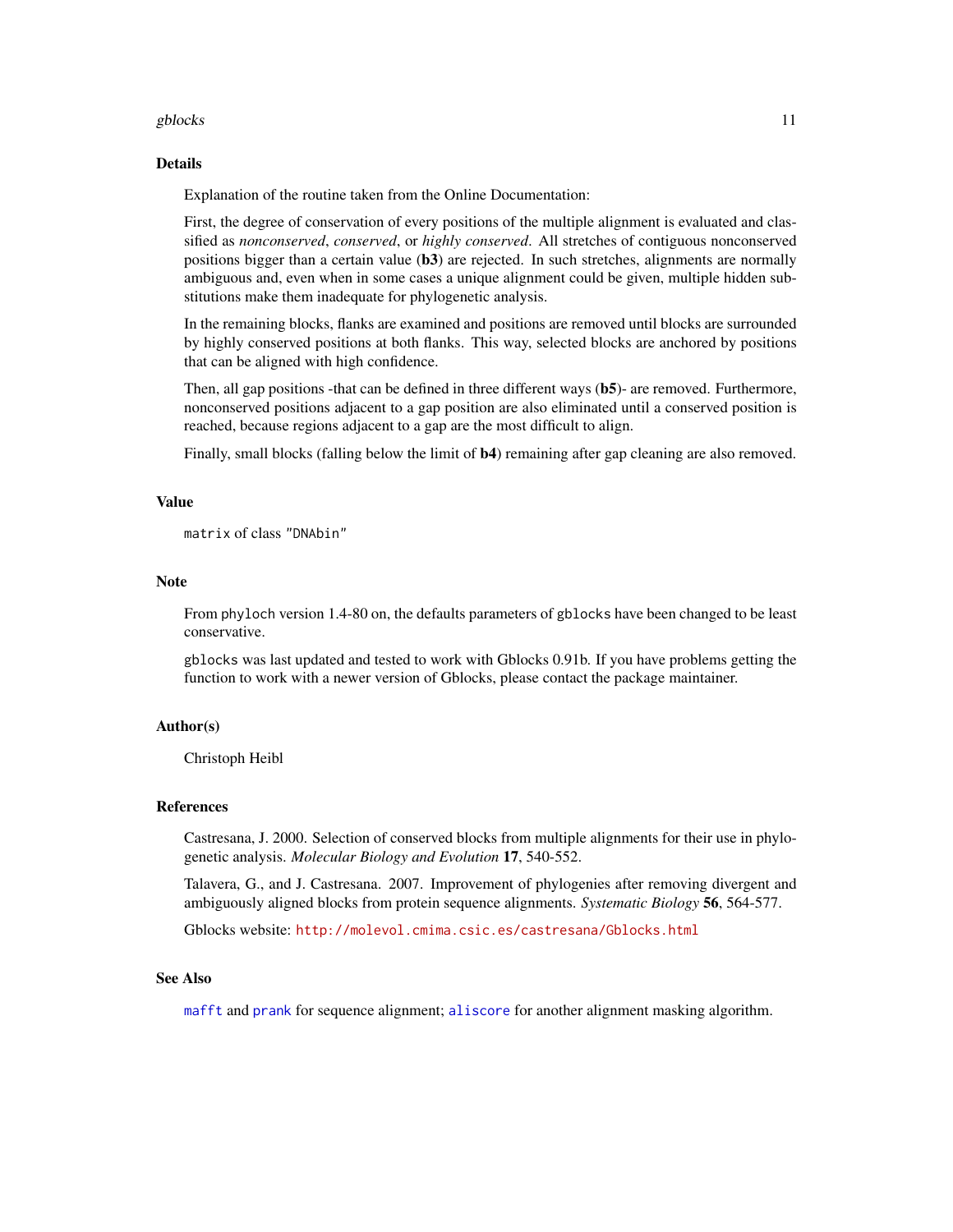## Details

Explanation of the routine taken from the Online Documentation:

First, the degree of conservation of every positions of the multiple alignment is evaluated and classified as *nonconserved*, *conserved*, or *highly conserved*. All stretches of contiguous nonconserved positions bigger than a certain value (**b3**) are rejected. In such stretches, alignments are normally ambiguous and, even when in some cases a unique alignment could be given, multiple hidden substitutions make them inadequate for phylogenetic analysis.

In the remaining blocks, flanks are examined and positions are removed until blocks are surrounded by highly conserved positions at both flanks. This way, selected blocks are anchored by positions that can be aligned with high confidence.

Then, all gap positions -that can be defined in three different ways (**b5**)- are removed. Furthermore, nonconserved positions adjacent to a gap position are also eliminated until a conserved position is reached, because regions adjacent to a gap are the most difficult to align.

Finally, small blocks (falling below the limit of **b4**) remaining after gap cleaning are also removed.

## Value

`matrix` of class `"DNAbin"`

## Note

From `phyloch` version 1.4-80 on, the defaults parameters of `gblocks` have been changed to be least conservative.

`gblocks` was last updated and tested to work with Gblocks 0.91b. If you have problems getting the function to work with a newer version of Gblocks, please contact the package maintainer.

## Author(s)

Christoph Heibl

## References

Castresana, J. 2000. Selection of conserved blocks from multiple alignments for their use in phylogenetic analysis. *Molecular Biology and Evolution* **17**, 540-552.

Talavera, G., and J. Castresana. 2007. Improvement of phylogenies after removing divergent and ambiguously aligned blocks from protein sequence alignments. *Systematic Biology* **56**, 564-577.

Gblocks website: http://molevol.cmima.csic.es/castresana/Gblocks.html

## See Also

`mafft` and `prank` for sequence alignment; `aliscore` for another alignment masking algorithm.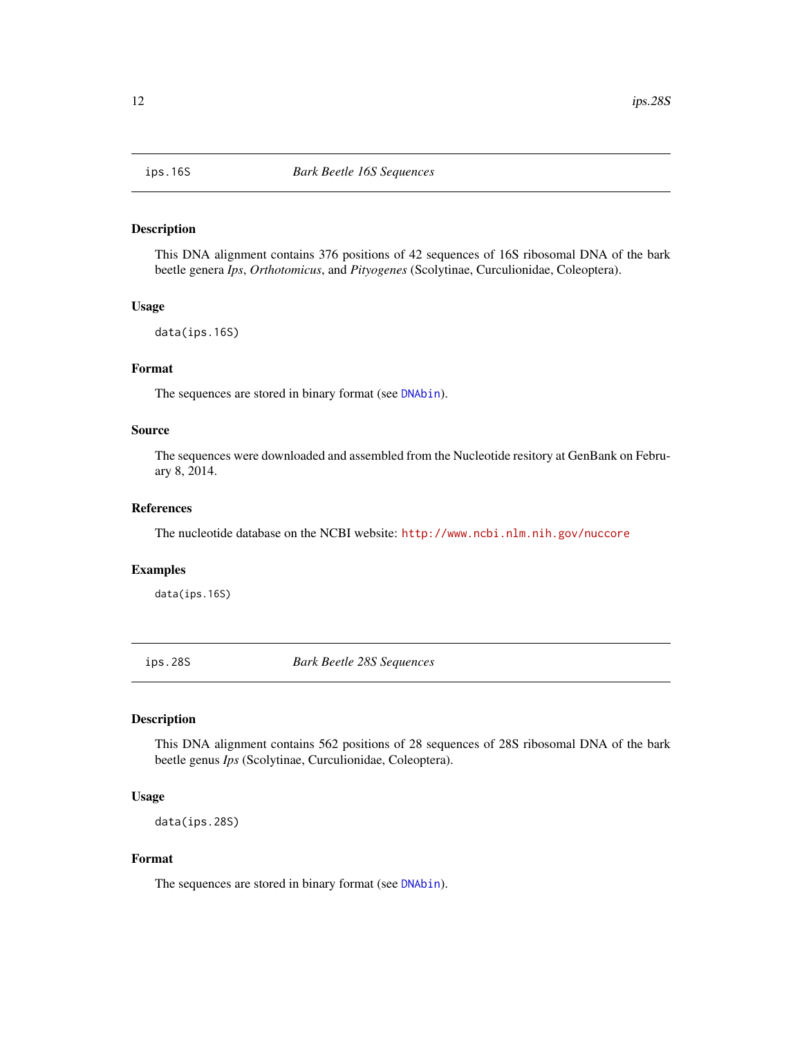## ips.16S *Bark Beetle 16S Sequences*

### Description

This DNA alignment contains 376 positions of 42 sequences of 16S ribosomal DNA of the bark beetle genera *Ips*, *Orthotomicus*, and *Pityogenes* (Scolytinae, Curculionidae, Coleoptera).

### Usage

```
data(ips.16S)
```

### Format

The sequences are stored in binary format (see DNAbin).

### Source

The sequences were downloaded and assembled from the Nucleotide resitory at GenBank on February 8, 2014.

### References

The nucleotide database on the NCBI website: http://www.ncbi.nlm.nih.gov/nuccore

### Examples

```
data(ips.16S)
```

## ips.28S *Bark Beetle 28S Sequences*

### Description

This DNA alignment contains 562 positions of 28 sequences of 28S ribosomal DNA of the bark beetle genus *Ips* (Scolytinae, Curculionidae, Coleoptera).

### Usage

```
data(ips.28S)
```

### Format

The sequences are stored in binary format (see DNAbin).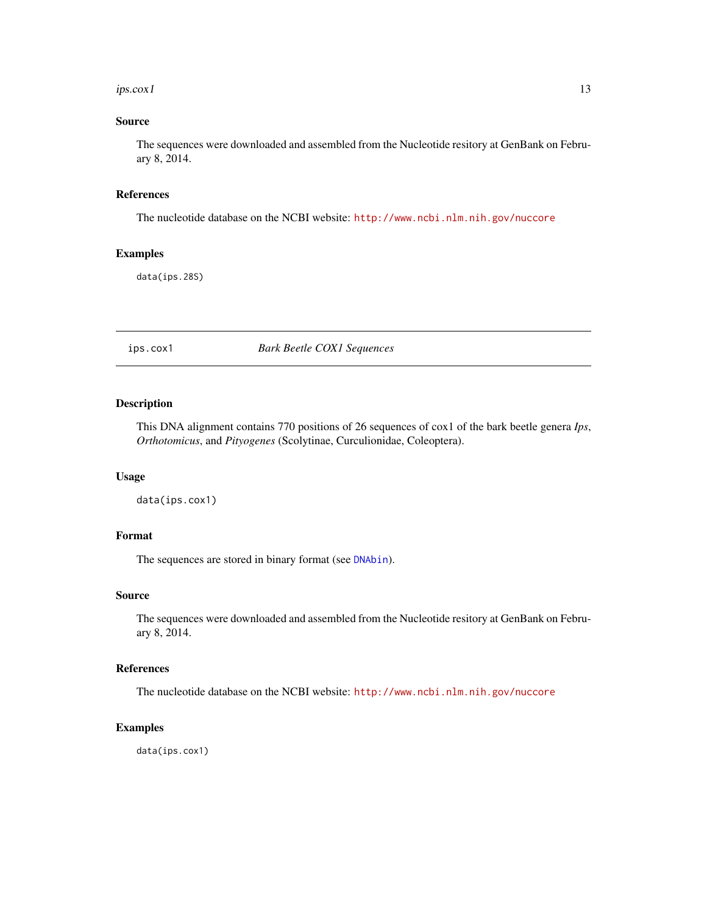## Source

The sequences were downloaded and assembled from the Nucleotide resitory at GenBank on February 8, 2014.

## References

The nucleotide database on the NCBI website: http://www.ncbi.nlm.nih.gov/nuccore

## Examples

```
data(ips.28S)
```

---

# ips.cox1 — *Bark Beetle COX1 Sequences*

---

## Description

This DNA alignment contains 770 positions of 26 sequences of cox1 of the bark beetle genera *Ips*, *Orthotomicus*, and *Pityogenes* (Scolytinae, Curculionidae, Coleoptera).

## Usage

```
data(ips.cox1)
```

## Format

The sequences are stored in binary format (see `DNAbin`).

## Source

The sequences were downloaded and assembled from the Nucleotide resitory at GenBank on February 8, 2014.

## References

The nucleotide database on the NCBI website: http://www.ncbi.nlm.nih.gov/nuccore

## Examples

```
data(ips.cox1)
```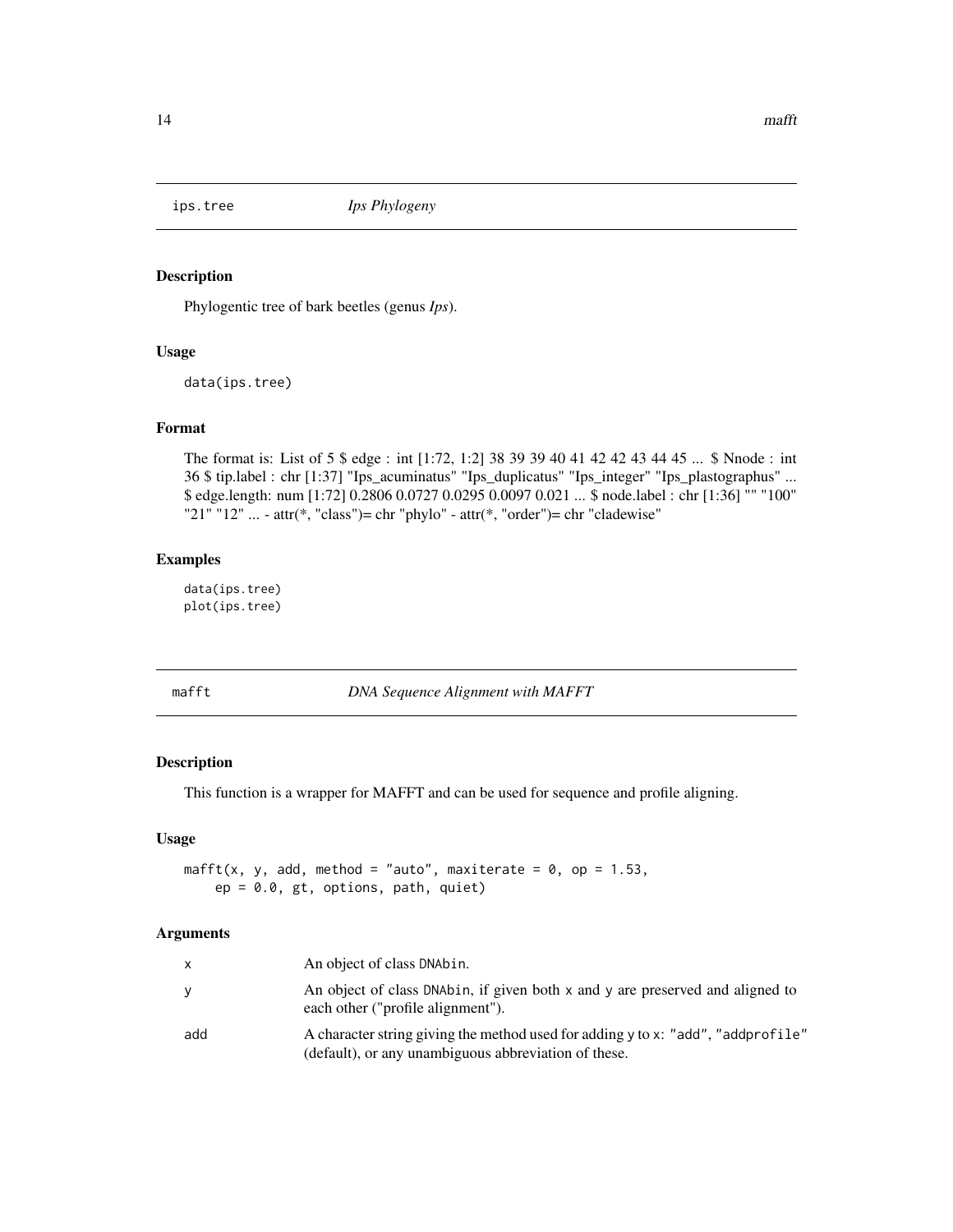## ips.tree *Ips Phylogeny*

### Description

Phylogentic tree of bark beetles (genus *Ips*).

### Usage

```
data(ips.tree)
```

### Format

The format is: List of 5 $ edge : int [1:72, 1:2] 38 39 39 40 41 42 42 43 44 45 ... $ Nnode : int 36 $ tip.label : chr [1:37] "Ips_acuminatus" "Ips_duplicatus" "Ips_integer" "Ips_plastographus" ... $ edge.length: num [1:72] 0.2806 0.0727 0.0295 0.0097 0.021 ... $ node.label : chr [1:36] "" "100" "21" "12" ... - attr(*, "class")= chr "phylo" - attr(*, "order")= chr "cladewise"

### Examples

```
data(ips.tree)
plot(ips.tree)
```

## mafft *DNA Sequence Alignment with MAFFT*

### Description

This function is a wrapper for MAFFT and can be used for sequence and profile aligning.

### Usage

```
mafft(x, y, add, method = "auto", maxiterate = 0, op = 1.53,
    ep = 0.0, gt, options, path, quiet)
```

### Arguments

| | |
|---|---|
| x | An object of class DNAbin. |
| y | An object of class DNAbin, if given both x and y are preserved and aligned to each other ("profile alignment"). |
| add | A character string giving the method used for adding y to x: "add", "addprofile" (default), or any unambiguous abbreviation of these. |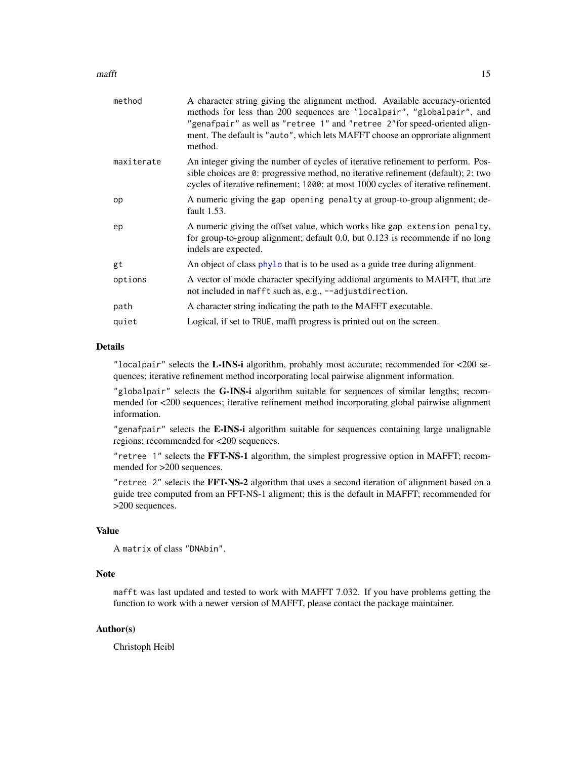| | |
|---|---|
| `method` | A character string giving the alignment method. Available accuracy-oriented methods for less than 200 sequences are `"localpair"`, `"globalpair"`, and `"genafpair"` as well as `"retree 1"` and `"retree 2"`for speed-oriented alignment. The default is `"auto"`, which lets MAFFT choose an opproriate alignment method. |
| `maxiterate` | An integer giving the number of cycles of iterative refinement to perform. Possible choices are `0`: progressive method, no iterative refinement (default); `2`: two cycles of iterative refinement; `1000`: at most 1000 cycles of iterative refinement. |
| `op` | A numeric giving the `gap opening penalty` at group-to-group alignment; default 1.53. |
| `ep` | A numeric giving the offset value, which works like `gap extension penalty`, for group-to-group alignment; default 0.0, but 0.123 is recommende if no long indels are expected. |
| `gt` | An object of class `phylo` that is to be used as a guide tree during alignment. |
| `options` | A vector of mode character specifying addional arguments to MAFFT, that are not included in `mafft` such as, e.g., `--adjustdirection`. |
| `path` | A character string indicating the path to the MAFFT executable. |
| `quiet` | Logical, if set to `TRUE`, mafft progress is printed out on the screen. |

## Details

`"localpair"` selects the **L-INS-i** algorithm, probably most accurate; recommended for <200 sequences; iterative refinement method incorporating local pairwise alignment information.

`"globalpair"` selects the **G-INS-i** algorithm suitable for sequences of similar lengths; recommended for <200 sequences; iterative refinement method incorporating global pairwise alignment information.

`"genafpair"` selects the **E-INS-i** algorithm suitable for sequences containing large unalignable regions; recommended for <200 sequences.

`"retree 1"` selects the **FFT-NS-1** algorithm, the simplest progressive option in MAFFT; recommended for >200 sequences.

`"retree 2"` selects the **FFT-NS-2** algorithm that uses a second iteration of alignment based on a guide tree computed from an FFT-NS-1 aligment; this is the default in MAFFT; recommended for >200 sequences.

## Value

A `matrix` of class `"DNAbin"`.

## Note

`mafft` was last updated and tested to work with MAFFT 7.032. If you have problems getting the function to work with a newer version of MAFFT, please contact the package maintainer.

## Author(s)

Christoph Heibl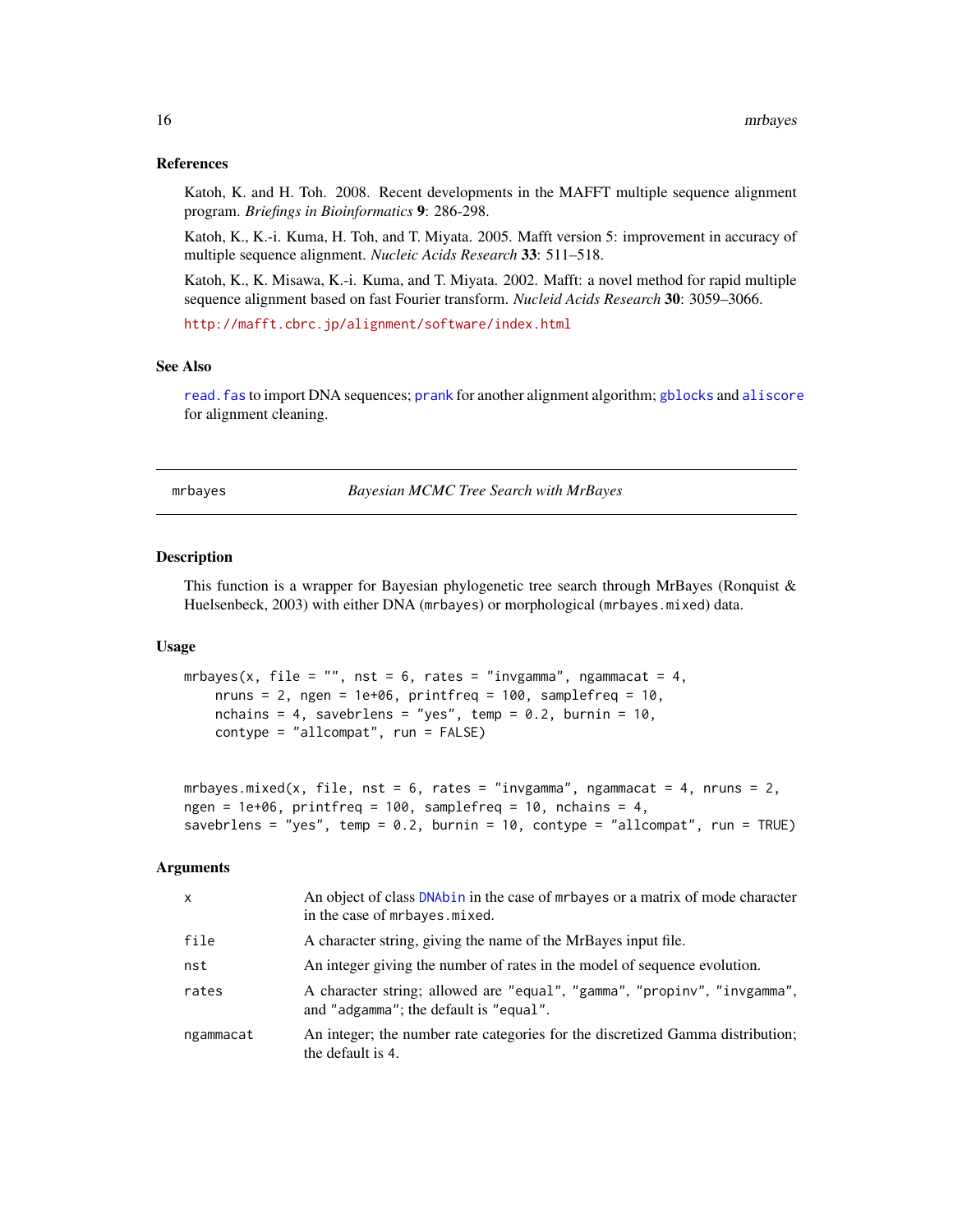### References

Katoh, K. and H. Toh. 2008. Recent developments in the MAFFT multiple sequence alignment program. *Briefings in Bioinformatics* **9**: 286-298.

Katoh, K., K.-i. Kuma, H. Toh, and T. Miyata. 2005. Mafft version 5: improvement in accuracy of multiple sequence alignment. *Nucleic Acids Research* **33**: 511–518.

Katoh, K., K. Misawa, K.-i. Kuma, and T. Miyata. 2002. Mafft: a novel method for rapid multiple sequence alignment based on fast Fourier transform. *Nucleid Acids Research* **30**: 3059–3066.

http://mafft.cbrc.jp/alignment/software/index.html

### See Also

`read.fas` to import DNA sequences; `prank` for another alignment algorithm; `gblocks` and `aliscore` for alignment cleaning.

---

## mrbayes — *Bayesian MCMC Tree Search with MrBayes*

### Description

This function is a wrapper for Bayesian phylogenetic tree search through MrBayes (Ronquist & Huelsenbeck, 2003) with either DNA (`mrbayes`) or morphological (`mrbayes.mixed`) data.

### Usage

```
mrbayes(x, file = "", nst = 6, rates = "invgamma", ngammacat = 4,
    nruns = 2, ngen = 1e+06, printfreq = 100, samplefreq = 10,
    nchains = 4, savebrlens = "yes", temp = 0.2, burnin = 10,
    contype = "allcompat", run = FALSE)


mrbayes.mixed(x, file, nst = 6, rates = "invgamma", ngammacat = 4, nruns = 2,
ngen = 1e+06, printfreq = 100, samplefreq = 10, nchains = 4,
savebrlens = "yes", temp = 0.2, burnin = 10, contype = "allcompat", run = TRUE)
```

### Arguments

| | |
|---|---|
| x | An object of class `DNAbin` in the case of `mrbayes` or a matrix of mode character in the case of `mrbayes.mixed`. |
| file | A character string, giving the name of the MrBayes input file. |
| nst | An integer giving the number of rates in the model of sequence evolution. |
| rates | A character string; allowed are `"equal"`, `"gamma"`, `"propinv"`, `"invgamma"`, and `"adgamma"`; the default is `"equal"`. |
| ngammacat | An integer; the number rate categories for the discretized Gamma distribution; the default is 4. |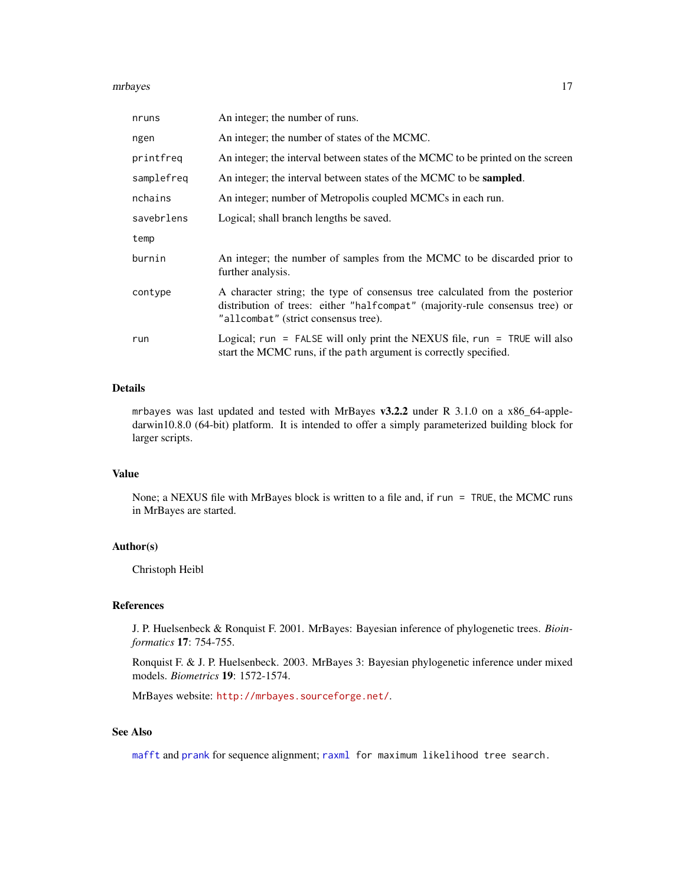| | |
|---|---|
| nruns | An integer; the number of runs. |
| ngen | An integer; the number of states of the MCMC. |
| printfreq | An integer; the interval between states of the MCMC to be printed on the screen |
| samplefreq | An integer; the interval between states of the MCMC to be **sampled**. |
| nchains | An integer; number of Metropolis coupled MCMCs in each run. |
| savebrlens | Logical; shall branch lengths be saved. |
| temp | |
| burnin | An integer; the number of samples from the MCMC to be discarded prior to further analysis. |
| contype | A character string; the type of consensus tree calculated from the posterior distribution of trees: either `"halfcompat"` (majority-rule consensus tree) or `"allcombat"` (strict consensus tree). |
| run | Logical; `run = FALSE` will only print the NEXUS file, `run = TRUE` will also start the MCMC runs, if the `path` argument is correctly specified. |

## Details

`mrbayes` was last updated and tested with MrBayes **v3.2.2** under R 3.1.0 on a x86_64-apple-darwin10.8.0 (64-bit) platform. It is intended to offer a simply parameterized building block for larger scripts.

## Value

None; a NEXUS file with MrBayes block is written to a file and, if `run = TRUE`, the MCMC runs in MrBayes are started.

## Author(s)

Christoph Heibl

## References

J. P. Huelsenbeck & Ronquist F. 2001. MrBayes: Bayesian inference of phylogenetic trees. *Bioinformatics* **17**: 754-755.

Ronquist F. & J. P. Huelsenbeck. 2003. MrBayes 3: Bayesian phylogenetic inference under mixed models. *Biometrics* **19**: 1572-1574.

MrBayes website: http://mrbayes.sourceforge.net/.

## See Also

`mafft` and `prank` for sequence alignment; `raxml` for maximum likelihood tree search.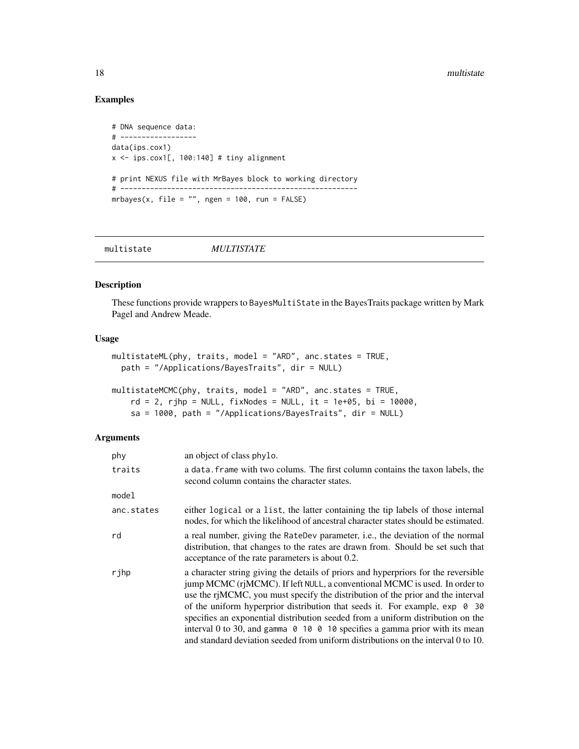## Examples

```
# DNA sequence data:
# ------------------
data(ips.cox1)
x <- ips.cox1[, 100:140] # tiny alignment

# print NEXUS file with MrBayes block to working directory
# --------------------------------------------------------
mrbayes(x, file = "", ngen = 100, run = FALSE)
```

---

# multistate — *MULTISTATE*

---

## Description

These functions provide wrappers to BayesMultiState in the BayesTraits package written by Mark Pagel and Andrew Meade.

## Usage

```
multistateML(phy, traits, model = "ARD", anc.states = TRUE,
  path = "/Applications/BayesTraits", dir = NULL)

multistateMCMC(phy, traits, model = "ARD", anc.states = TRUE,
    rd = 2, rjhp = NULL, fixNodes = NULL, it = 1e+05, bi = 10000,
    sa = 1000, path = "/Applications/BayesTraits", dir = NULL)
```

## Arguments

| | |
|---|---|
| phy | an object of class phylo. |
| traits | a data.frame with two colums. The first column contains the taxon labels, the second column contains the character states. |
| model | |
| anc.states | either logical or a list, the latter containing the tip labels of those internal nodes, for which the likelihood of ancestral character states should be estimated. |
| rd | a real number, giving the RateDev parameter, i.e., the deviation of the normal distribution, that changes to the rates are drawn from. Should be set such that acceptance of the rate parameters is about 0.2. |
| rjhp | a character string giving the details of priors and hyperpriors for the reversible jump MCMC (rjMCMC). If left NULL, a conventional MCMC is used. In order to use the rjMCMC, you must specify the distribution of the prior and the interval of the uniform hyperprior distribution that seeds it. For example, exp 0 30 specifies an exponential distribution seeded from a uniform distribution on the interval 0 to 30, and gamma 0 10 0 10 specifies a gamma prior with its mean and standard deviation seeded from uniform distributions on the interval 0 to 10. |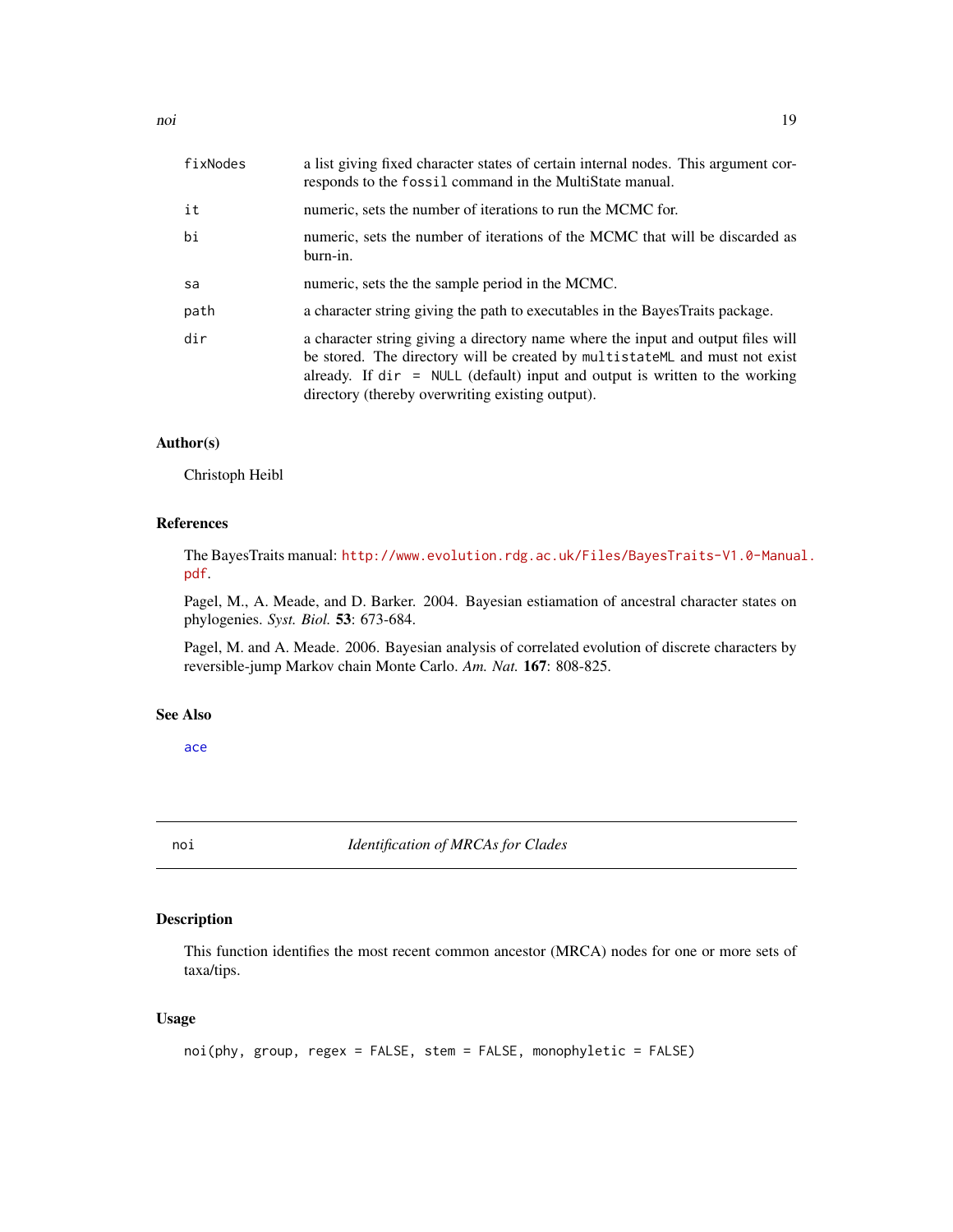| | |
|---|---|
| `fixNodes` | a list giving fixed character states of certain internal nodes. This argument corresponds to the `fossil` command in the MultiState manual. |
| `it` | numeric, sets the number of iterations to run the MCMC for. |
| `bi` | numeric, sets the number of iterations of the MCMC that will be discarded as burn-in. |
| `sa` | numeric, sets the the sample period in the MCMC. |
| `path` | a character string giving the path to executables in the BayesTraits package. |
| `dir` | a character string giving a directory name where the input and output files will be stored. The directory will be created by `multistateML` and must not exist already. If `dir = NULL` (default) input and output is written to the working directory (thereby overwriting existing output). |

### Author(s)

Christoph Heibl

### References

The BayesTraits manual: http://www.evolution.rdg.ac.uk/Files/BayesTraits-V1.0-Manual.pdf.

Pagel, M., A. Meade, and D. Barker. 2004. Bayesian estiamation of ancestral character states on phylogenies. *Syst. Biol.* **53**: 673-684.

Pagel, M. and A. Meade. 2006. Bayesian analysis of correlated evolution of discrete characters by reversible-jump Markov chain Monte Carlo. *Am. Nat.* **167**: 808-825.

### See Also

`ace`

---

## noi — *Identification of MRCAs for Clades*

### Description

This function identifies the most recent common ancestor (MRCA) nodes for one or more sets of taxa/tips.

### Usage

```
noi(phy, group, regex = FALSE, stem = FALSE, monophyletic = FALSE)
```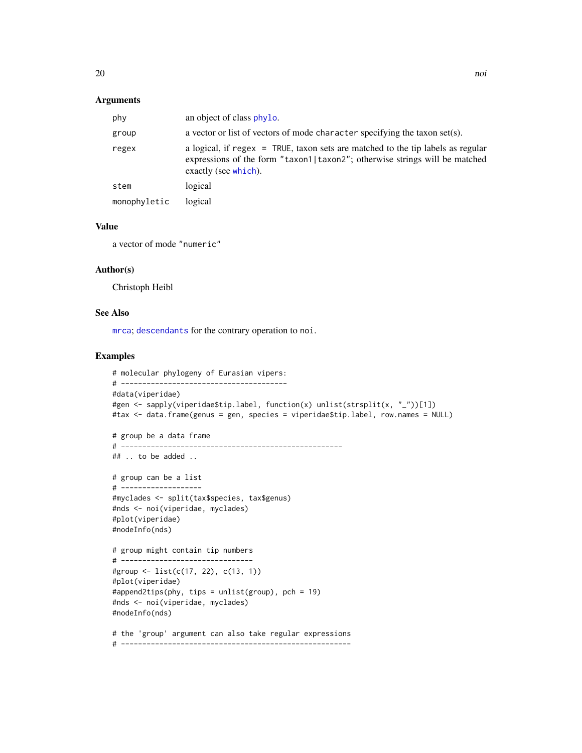### Arguments

| | |
|---|---|
| phy | an object of class phylo. |
| group | a vector or list of vectors of mode character specifying the taxon set(s). |
| regex | a logical, if regex = TRUE, taxon sets are matched to the tip labels as regular expressions of the form "taxon1\|taxon2"; otherwise strings will be matched exactly (see which). |
| stem | logical |
| monophyletic | logical |

### Value

a vector of mode "numeric"

### Author(s)

Christoph Heibl

### See Also

mrca; descendants for the contrary operation to noi.

### Examples

```
# molecular phylogeny of Eurasian vipers:
# ---------------------------------------
#data(viperidae)
#gen <- sapply(viperidae$tip.label, function(x) unlist(strsplit(x, "_"))[1])
#tax <- data.frame(genus = gen, species = viperidae$tip.label, row.names = NULL)

# group be a data frame
# ----------------------------------------------------
## .. to be added ..

# group can be a list
# -------------------
#myclades <- split(tax$species, tax$genus)
#nds <- noi(viperidae, myclades)
#plot(viperidae)
#nodeInfo(nds)

# group might contain tip numbers
# -------------------------------
#group <- list(c(17, 22), c(13, 1))
#plot(viperidae)
#append2tips(phy, tips = unlist(group), pch = 19)
#nds <- noi(viperidae, myclades)
#nodeInfo(nds)

# the 'group' argument can also take regular expressions
# ------------------------------------------------------
```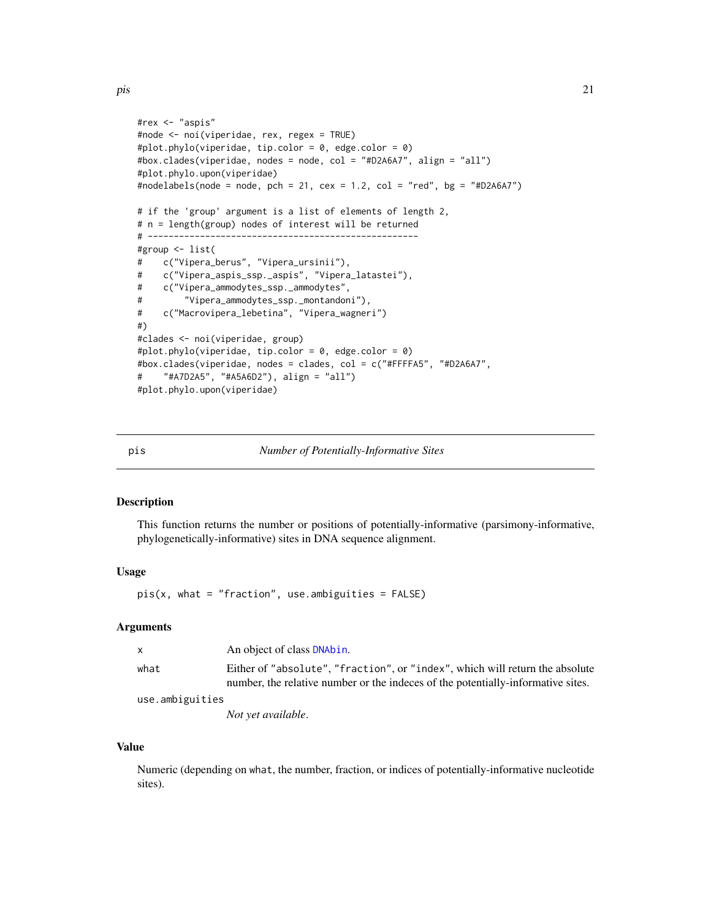```
#rex <- "aspis"
#node <- noi(viperidae, rex, regex = TRUE)
#plot.phylo(viperidae, tip.color = 0, edge.color = 0)
#box.clades(viperidae, nodes = node, col = "#D2A6A7", align = "all")
#plot.phylo.upon(viperidae)
#nodelabels(node = node, pch = 21, cex = 1.2, col = "red", bg = "#D2A6A7")

# if the 'group' argument is a list of elements of length 2,
# n = length(group) nodes of interest will be returned
# ----------------------------------------------------
#group <- list(
#    c("Vipera_berus", "Vipera_ursinii"),
#    c("Vipera_aspis_ssp._aspis", "Vipera_latastei"),
#    c("Vipera_ammodytes_ssp._ammodytes",
#        "Vipera_ammodytes_ssp._montandoni"),
#    c("Macrovipera_lebetina", "Vipera_wagneri")
#)
#clades <- noi(viperidae, group)
#plot.phylo(viperidae, tip.color = 0, edge.color = 0)
#box.clades(viperidae, nodes = clades, col = c("#FFFFA5", "#D2A6A7",
#    "#A7D2A5", "#A5A6D2"), align = "all")
#plot.phylo.upon(viperidae)
```

---

## pis — *Number of Potentially-Informative Sites*

---

### Description

This function returns the number or positions of potentially-informative (parsimony-informative, phylogenetically-informative) sites in DNA sequence alignment.

### Usage

```
pis(x, what = "fraction", use.ambiguities = FALSE)
```

### Arguments

| | |
|---|---|
| `x` | An object of class `DNAbin`. |
| `what` | Either of `"absolute"`, `"fraction"`, or `"index"`, which will return the absolute number, the relative number or the indeces of the potentially-informative sites. |
| `use.ambiguities` | *Not yet available.* |

### Value

Numeric (depending on `what`, the number, fraction, or indices of potentially-informative nucleotide sites).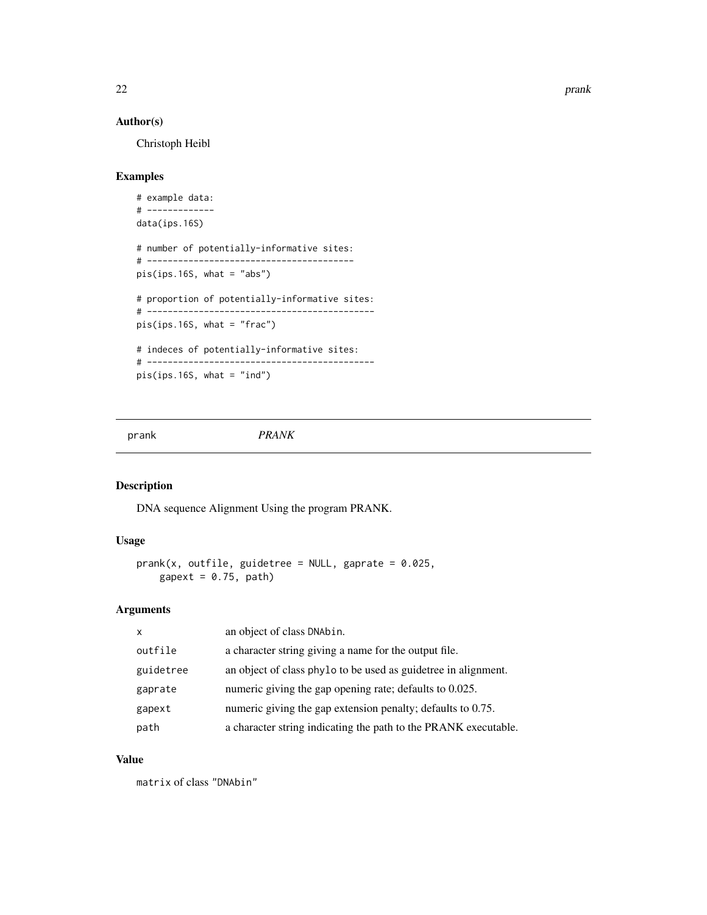### Author(s)

Christoph Heibl

### Examples

```
# example data:
# ------------
data(ips.16S)

# number of potentially-informative sites:
# ----------------------------------------
pis(ips.16S, what = "abs")

# proportion of potentially-informative sites:
# --------------------------------------------
pis(ips.16S, what = "frac")

# indeces of potentially-informative sites:
# --------------------------------------------
pis(ips.16S, what = "ind")
```

---

## prank    *PRANK*

---

### Description

DNA sequence Alignment Using the program PRANK.

### Usage

```
prank(x, outfile, guidetree = NULL, gaprate = 0.025,
    gapext = 0.75, path)
```

### Arguments

| | |
|---|---|
| x | an object of class DNAbin. |
| outfile | a character string giving a name for the output file. |
| guidetree | an object of class phylo to be used as guidetree in alignment. |
| gaprate | numeric giving the gap opening rate; defaults to 0.025. |
| gapext | numeric giving the gap extension penalty; defaults to 0.75. |
| path | a character string indicating the path to the PRANK executable. |

### Value

matrix of class "DNAbin"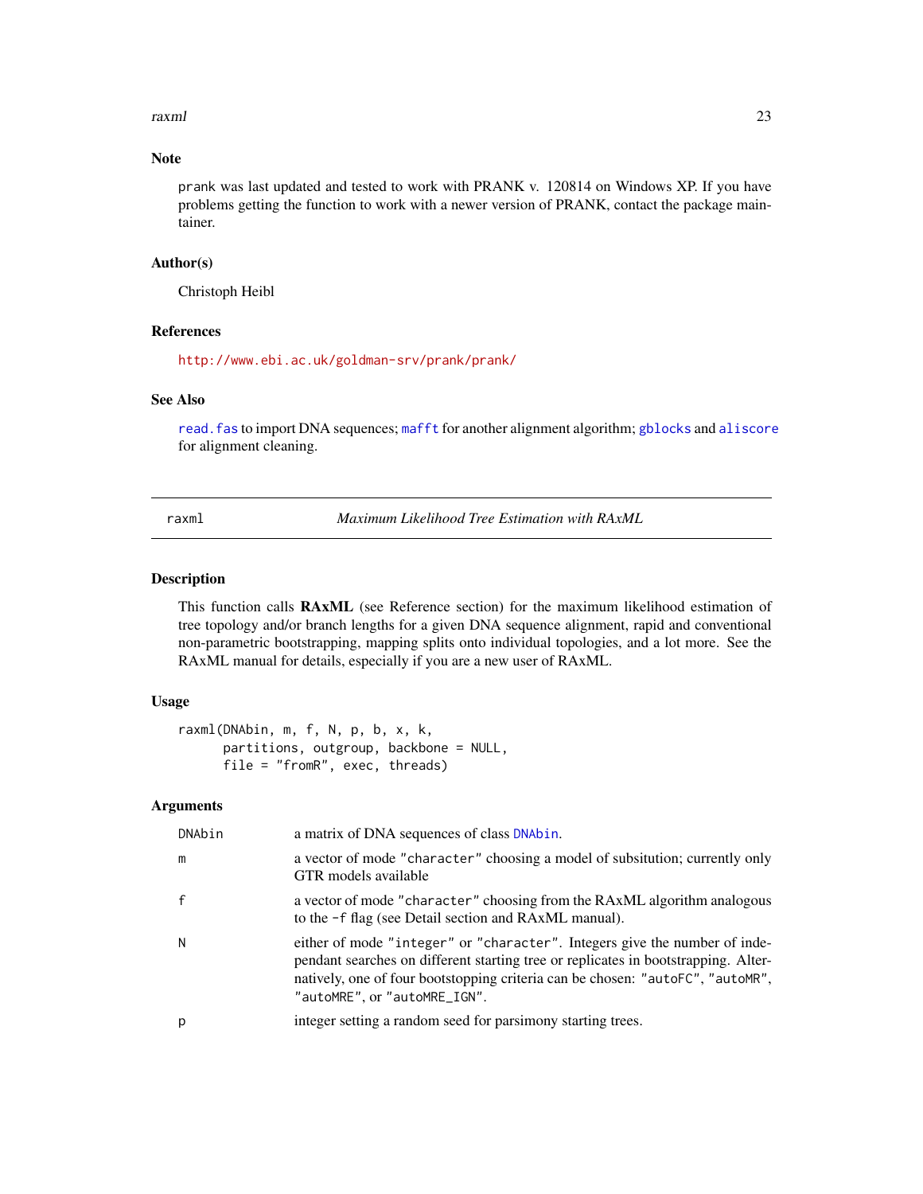## Note

prank was last updated and tested to work with PRANK v. 120814 on Windows XP. If you have problems getting the function to work with a newer version of PRANK, contact the package maintainer.

## Author(s)

Christoph Heibl

## References

http://www.ebi.ac.uk/goldman-srv/prank/prank/

## See Also

read.fas to import DNA sequences; mafft for another alignment algorithm; gblocks and aliscore for alignment cleaning.

---

# raxml — *Maximum Likelihood Tree Estimation with RAxML*

## Description

This function calls **RAxML** (see Reference section) for the maximum likelihood estimation of tree topology and/or branch lengths for a given DNA sequence alignment, rapid and conventional non-parametric bootstrapping, mapping splits onto individual topologies, and a lot more. See the RAxML manual for details, especially if you are a new user of RAxML.

## Usage

```
raxml(DNAbin, m, f, N, p, b, x, k,
      partitions, outgroup, backbone = NULL,
      file = "fromR", exec, threads)
```

## Arguments

| | |
|---|---|
| DNAbin | a matrix of DNA sequences of class DNAbin. |
| m | a vector of mode "character" choosing a model of subsitution; currently only GTR models available |
| f | a vector of mode "character" choosing from the RAxML algorithm analogous to the -f flag (see Detail section and RAxML manual). |
| N | either of mode "integer" or "character". Integers give the number of independant searches on different starting tree or replicates in bootstrapping. Alternatively, one of four bootstopping criteria can be chosen: "autoFC", "autoMR", "autoMRE", or "autoMRE_IGN". |
| p | integer setting a random seed for parsimony starting trees. |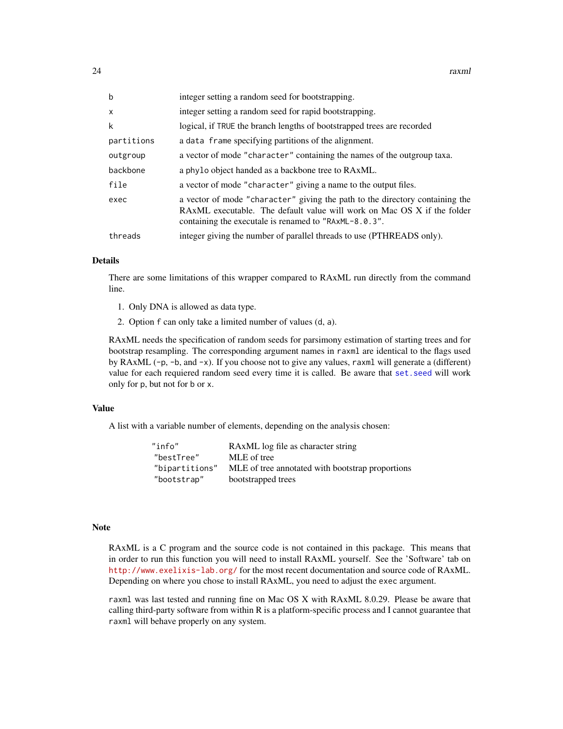| | |
|---|---|
| b | integer setting a random seed for bootstrapping. |
| x | integer setting a random seed for rapid bootstrapping. |
| k | logical, if `TRUE` the branch lengths of bootstrapped trees are recorded |
| partitions | a `data frame` specifying partitions of the alignment. |
| outgroup | a vector of mode `"character"` containing the names of the outgroup taxa. |
| backbone | a `phylo` object handed as a backbone tree to RAxML. |
| file | a vector of mode `"character"` giving a name to the output files. |
| exec | a vector of mode `"character"` giving the path to the directory containing the RAxML executable. The default value will work on Mac OS X if the folder containing the executale is renamed to `"RAxML-8.0.3"`. |
| threads | integer giving the number of parallel threads to use (PTHREADS only). |

## Details

There are some limitations of this wrapper compared to RAxML run directly from the command line.

1. Only DNA is allowed as data type.
2. Option `f` can only take a limited number of values (`d`, `a`).

RAxML needs the specification of random seeds for parsimony estimation of starting trees and for bootstrap resampling. The corresponding argument names in `raxml` are identical to the flags used by RAxML (`-p`, `-b`, and `-x`). If you choose not to give any values, `raxml` will generate a (different) value for each requiered random seed every time it is called. Be aware that `set.seed` will work only for `p`, but not for `b` or `x`.

## Value

A list with a variable number of elements, depending on the analysis chosen:

| | |
|---|---|
| `"info"` | RAxML log file as character string |
| `"bestTree"` | MLE of tree |
| `"bipartitions"` | MLE of tree annotated with bootstrap proportions |
| `"bootstrap"` | bootstrapped trees |

## Note

RAxML is a C program and the source code is not contained in this package. This means that in order to run this function you will need to install RAxML yourself. See the 'Software' tab on http://www.exelixis-lab.org/ for the most recent documentation and source code of RAxML. Depending on where you chose to install RAxML, you need to adjust the `exec` argument.

`raxml` was last tested and running fine on Mac OS X with RAxML 8.0.29. Please be aware that calling third-party software from within R is a platform-specific process and I cannot guarantee that `raxml` will behave properly on any system.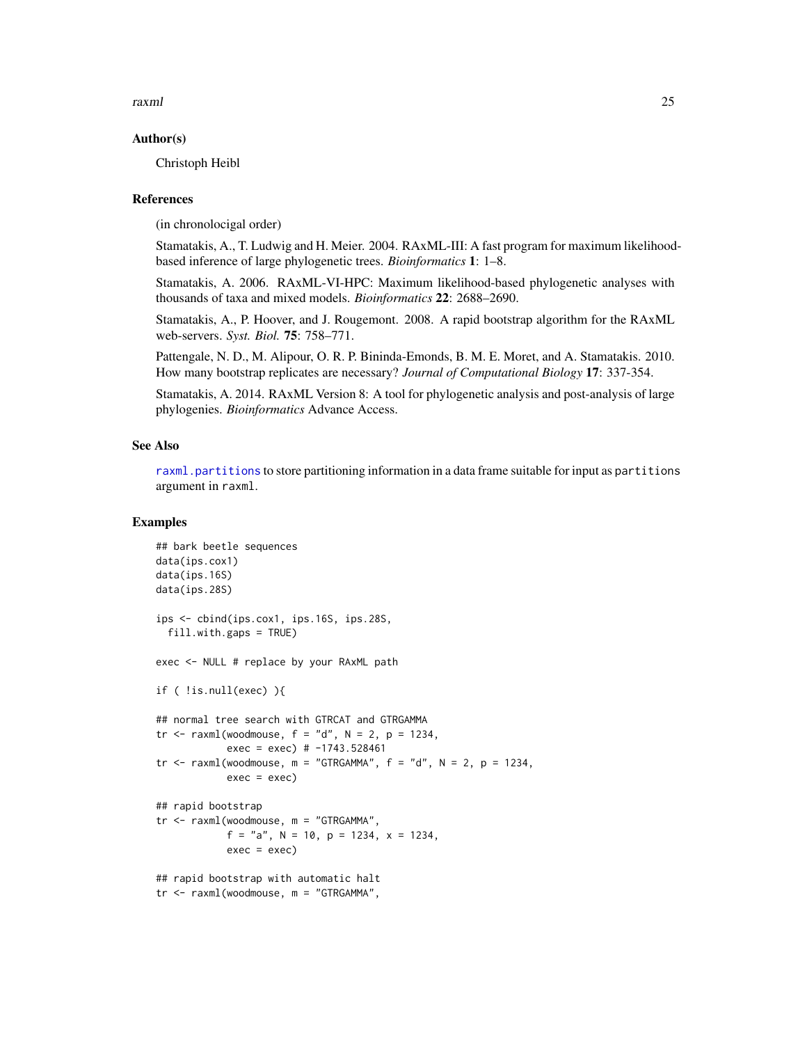## Author(s)

Christoph Heibl

## References

(in chronolocigal order)

Stamatakis, A., T. Ludwig and H. Meier. 2004. RAxML-III: A fast program for maximum likelihood-based inference of large phylogenetic trees. *Bioinformatics* **1**: 1–8.

Stamatakis, A. 2006. RAxML-VI-HPC: Maximum likelihood-based phylogenetic analyses with thousands of taxa and mixed models. *Bioinformatics* **22**: 2688–2690.

Stamatakis, A., P. Hoover, and J. Rougemont. 2008. A rapid bootstrap algorithm for the RAxML web-servers. *Syst. Biol.* **75**: 758–771.

Pattengale, N. D., M. Alipour, O. R. P. Bininda-Emonds, B. M. E. Moret, and A. Stamatakis. 2010. How many bootstrap replicates are necessary? *Journal of Computational Biology* **17**: 337-354.

Stamatakis, A. 2014. RAxML Version 8: A tool for phylogenetic analysis and post-analysis of large phylogenies. *Bioinformatics* Advance Access.

## See Also

`raxml.partitions` to store partitioning information in a data frame suitable for input as `partitions` argument in `raxml`.

## Examples

```
## bark beetle sequences
data(ips.cox1)
data(ips.16S)
data(ips.28S)

ips <- cbind(ips.cox1, ips.16S, ips.28S,
  fill.with.gaps = TRUE)

exec <- NULL # replace by your RAxML path

if ( !is.null(exec) ){

## normal tree search with GTRCAT and GTRGAMMA
tr <- raxml(woodmouse, f = "d", N = 2, p = 1234,
            exec = exec) # -1743.528461
tr <- raxml(woodmouse, m = "GTRGAMMA", f = "d", N = 2, p = 1234,
            exec = exec)

## rapid bootstrap
tr <- raxml(woodmouse, m = "GTRGAMMA",
            f = "a", N = 10, p = 1234, x = 1234,
            exec = exec)

## rapid bootstrap with automatic halt
tr <- raxml(woodmouse, m = "GTRGAMMA",
```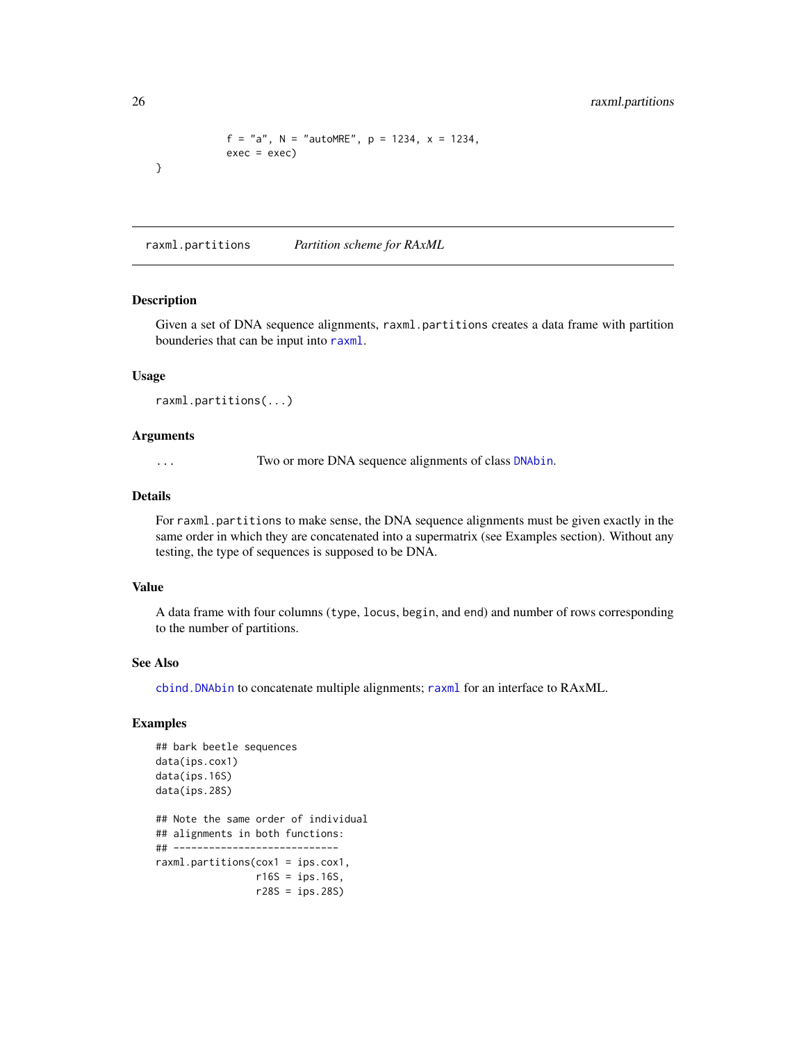```
            f = "a", N = "autoMRE", p = 1234, x = 1234,
            exec = exec)
}
```

---

raxml.partitions — *Partition scheme for RAxML*

---

### Description

Given a set of DNA sequence alignments, `raxml.partitions` creates a data frame with partition bounderies that can be input into `raxml`.

### Usage

```
raxml.partitions(...)
```

### Arguments

| | |
|---|---|
| `...` | Two or more DNA sequence alignments of class `DNAbin`. |

### Details

For `raxml.partitions` to make sense, the DNA sequence alignments must be given exactly in the same order in which they are concatenated into a supermatrix (see Examples section). Without any testing, the type of sequences is supposed to be DNA.

### Value

A data frame with four columns (`type`, `locus`, `begin`, and `end`) and number of rows corresponding to the number of partitions.

### See Also

`cbind.DNAbin` to concatenate multiple alignments; `raxml` for an interface to RAxML.

### Examples

```
## bark beetle sequences
data(ips.cox1)
data(ips.16S)
data(ips.28S)

## Note the same order of individual
## alignments in both functions:
## ----------------------------
raxml.partitions(cox1 = ips.cox1,
                 r16S = ips.16S,
                 r28S = ips.28S)
```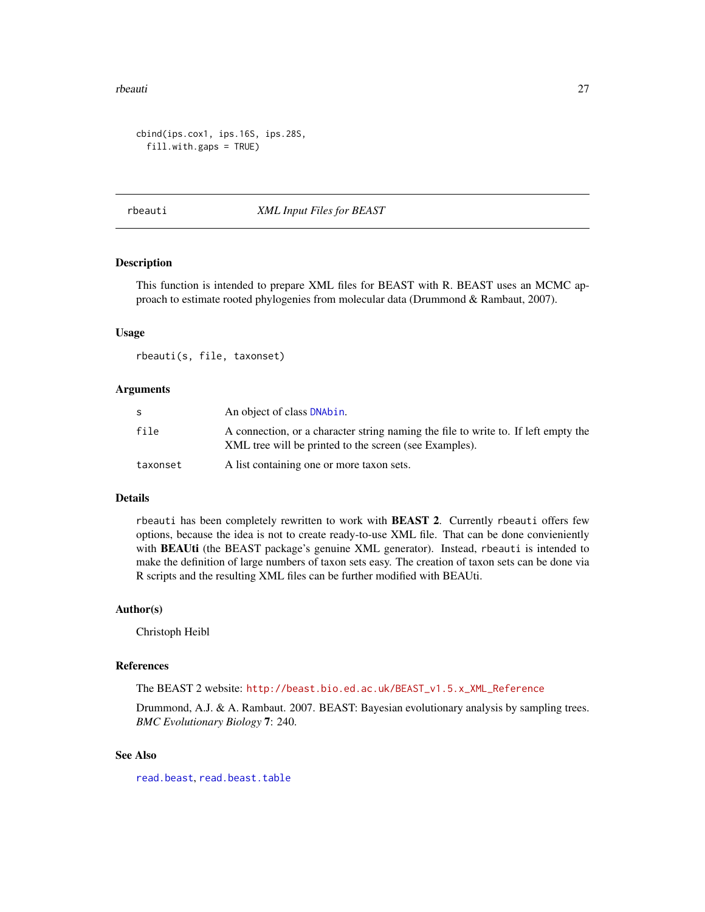```
cbind(ips.cox1, ips.16S, ips.28S,
  fill.with.gaps = TRUE)
```

## rbeauti — *XML Input Files for BEAST*

### Description

This function is intended to prepare XML files for BEAST with R. BEAST uses an MCMC approach to estimate rooted phylogenies from molecular data (Drummond & Rambaut, 2007).

### Usage

```
rbeauti(s, file, taxonset)
```

### Arguments

| | |
|---|---|
| `s` | An object of class `DNAbin`. |
| `file` | A connection, or a character string naming the file to write to. If left empty the XML tree will be printed to the screen (see Examples). |
| `taxonset` | A list containing one or more taxon sets. |

### Details

`rbeauti` has been completely rewritten to work with **BEAST 2**. Currently `rbeauti` offers few options, because the idea is not to create ready-to-use XML file. That can be done convieniently with **BEAUti** (the BEAST package's genuine XML generator). Instead, `rbeauti` is intended to make the definition of large numbers of taxon sets easy. The creation of taxon sets can be done via R scripts and the resulting XML files can be further modified with BEAUti.

### Author(s)

Christoph Heibl

### References

The BEAST 2 website: `http://beast.bio.ed.ac.uk/BEAST_v1.5.x_XML_Reference`

Drummond, A.J. & A. Rambaut. 2007. BEAST: Bayesian evolutionary analysis by sampling trees. *BMC Evolutionary Biology* **7**: 240.

### See Also

`read.beast`, `read.beast.table`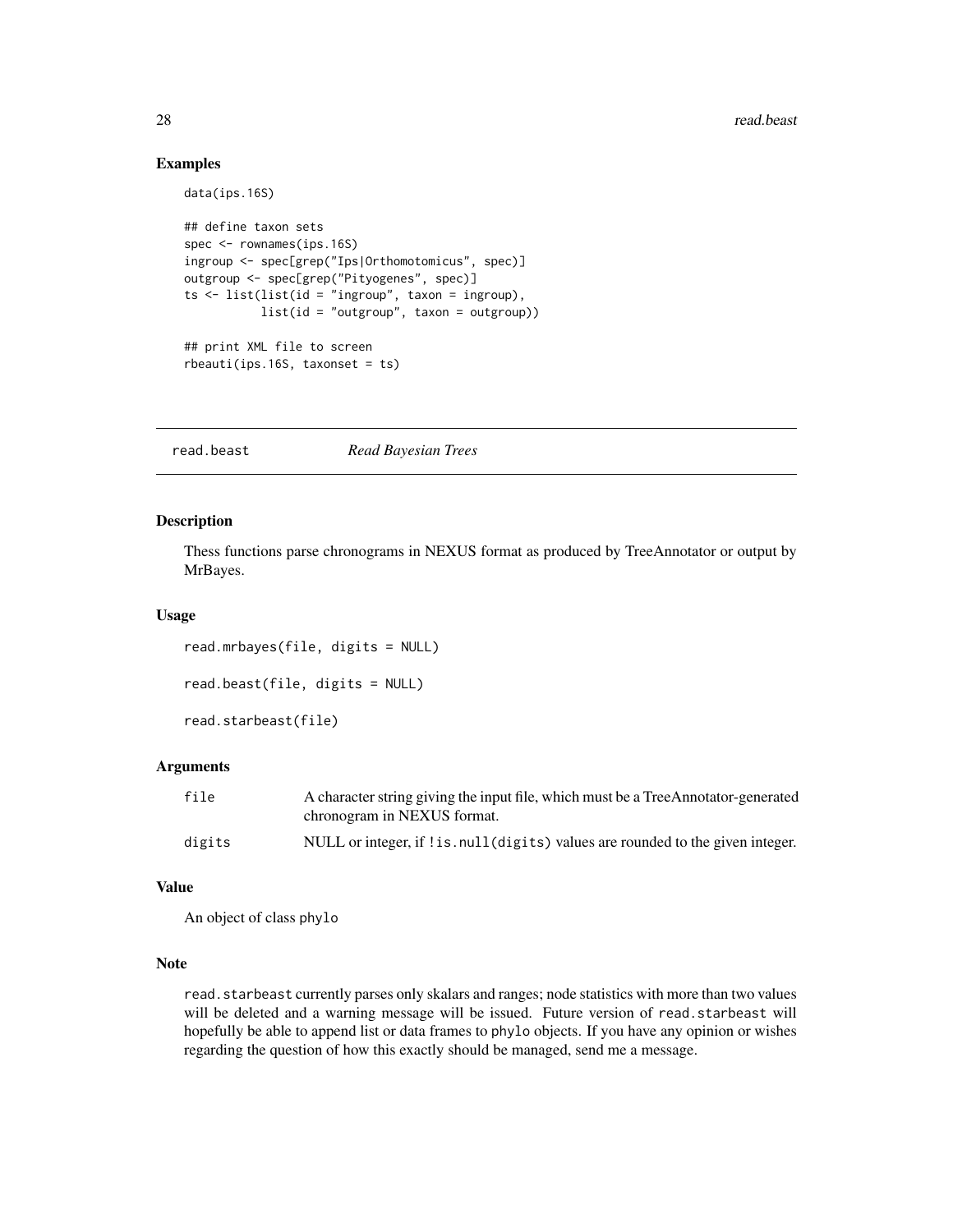## Examples

```
data(ips.16S)

## define taxon sets
spec <- rownames(ips.16S)
ingroup <- spec[grep("Ips|Orthomotomicus", spec)]
outgroup <- spec[grep("Pityogenes", spec)]
ts <- list(list(id = "ingroup", taxon = ingroup),
           list(id = "outgroup", taxon = outgroup))

## print XML file to screen
rbeauti(ips.16S, taxonset = ts)
```

---

# read.beast *Read Bayesian Trees*

---

## Description

Thess functions parse chronograms in NEXUS format as produced by TreeAnnotator or output by MrBayes.

## Usage

```
read.mrbayes(file, digits = NULL)

read.beast(file, digits = NULL)

read.starbeast(file)
```

## Arguments

| | |
|---|---|
| file | A character string giving the input file, which must be a TreeAnnotator-generated chronogram in NEXUS format. |
| digits | NULL or integer, if `!is.null(digits)` values are rounded to the given integer. |

## Value

An object of class `phylo`

## Note

`read.starbeast` currently parses only skalars and ranges; node statistics with more than two values will be deleted and a warning message will be issued. Future version of `read.starbeast` will hopefully be able to append list or data frames to `phylo` objects. If you have any opinion or wishes regarding the question of how this exactly should be managed, send me a message.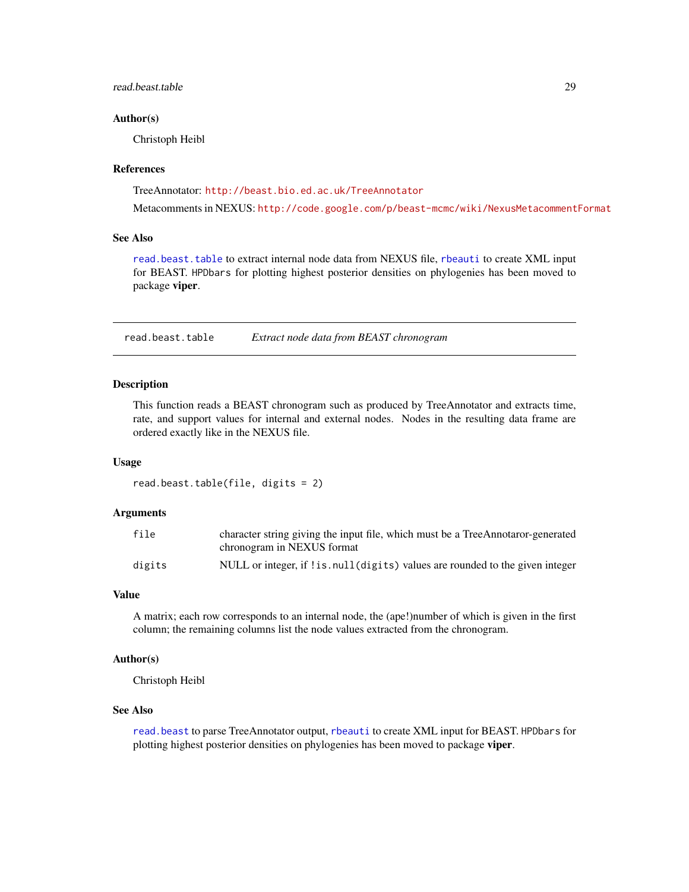### Author(s)

Christoph Heibl

### References

TreeAnnotator: http://beast.bio.ed.ac.uk/TreeAnnotator

Metacomments in NEXUS: http://code.google.com/p/beast-mcmc/wiki/NexusMetacommentFormat

### See Also

`read.beast.table` to extract internal node data from NEXUS file, `rbeauti` to create XML input for BEAST. `HPDbars` for plotting highest posterior densities on phylogenies has been moved to package **viper**.

---

## read.beast.table — *Extract node data from BEAST chronogram*

### Description

This function reads a BEAST chronogram such as produced by TreeAnnotator and extracts time, rate, and support values for internal and external nodes. Nodes in the resulting data frame are ordered exactly like in the NEXUS file.

### Usage

```
read.beast.table(file, digits = 2)
```

### Arguments

| | |
|---|---|
| `file` | character string giving the input file, which must be a TreeAnnotaror-generated chronogram in NEXUS format |
| `digits` | NULL or integer, if `!is.null(digits)` values are rounded to the given integer |

### Value

A matrix; each row corresponds to an internal node, the (ape!)number of which is given in the first column; the remaining columns list the node values extracted from the chronogram.

### Author(s)

Christoph Heibl

### See Also

`read.beast` to parse TreeAnnotator output, `rbeauti` to create XML input for BEAST. `HPDbars` for plotting highest posterior densities on phylogenies has been moved to package **viper**.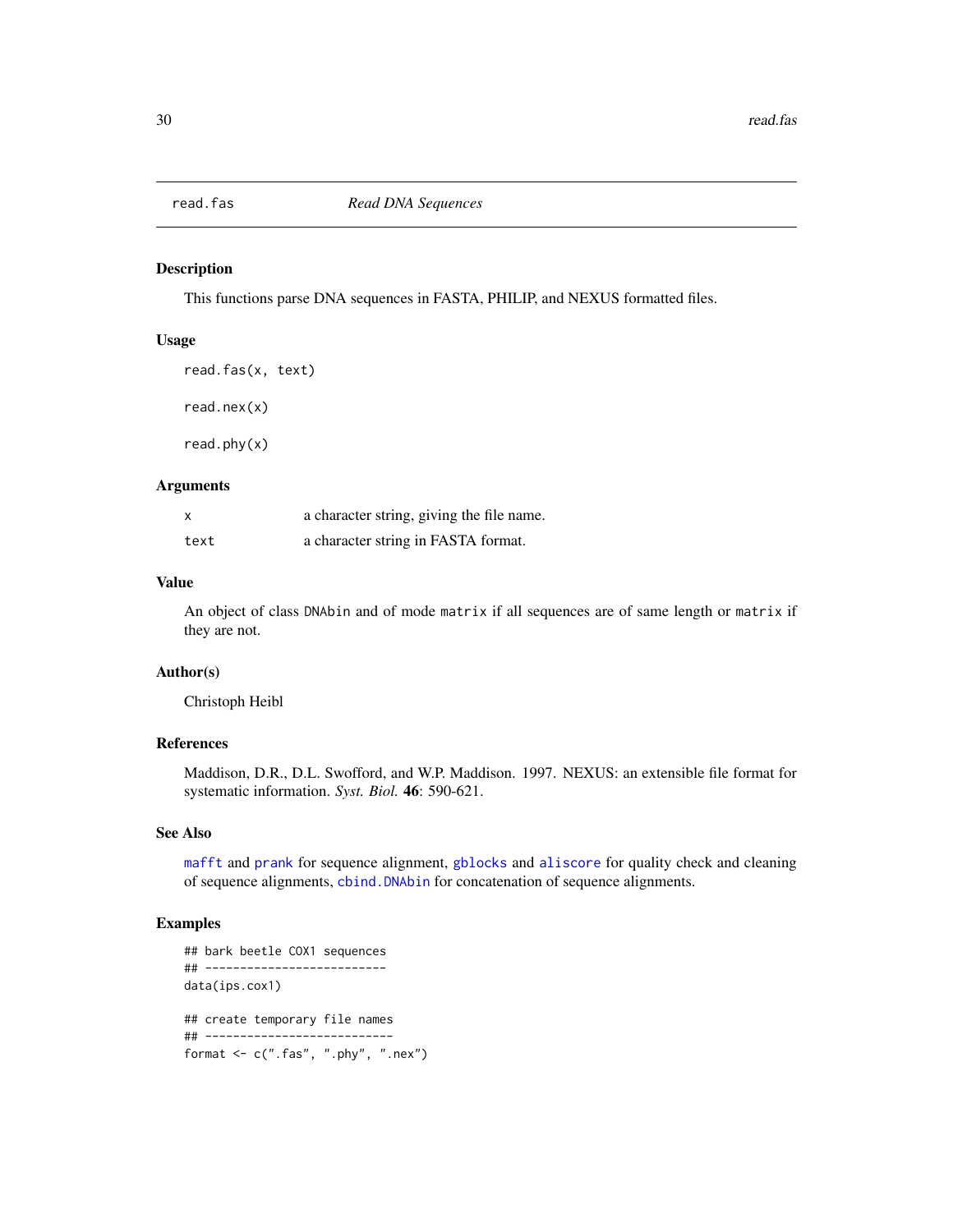read.fas *Read DNA Sequences*

## Description

This functions parse DNA sequences in FASTA, PHILIP, and NEXUS formatted files.

## Usage

```
read.fas(x, text)

read.nex(x)

read.phy(x)
```

## Arguments

| | |
|---|---|
| x | a character string, giving the file name. |
| text | a character string in FASTA format. |

## Value

An object of class `DNAbin` and of mode `matrix` if all sequences are of same length or `matrix` if they are not.

## Author(s)

Christoph Heibl

## References

Maddison, D.R., D.L. Swofford, and W.P. Maddison. 1997. NEXUS: an extensible file format for systematic information. *Syst. Biol.* **46**: 590-621.

## See Also

`mafft` and `prank` for sequence alignment, `gblocks` and `aliscore` for quality check and cleaning of sequence alignments, `cbind.DNAbin` for concatenation of sequence alignments.

## Examples

```
## bark beetle COX1 sequences
## --------------------------
data(ips.cox1)

## create temporary file names
## ---------------------------
format <- c(".fas", ".phy", ".nex")
```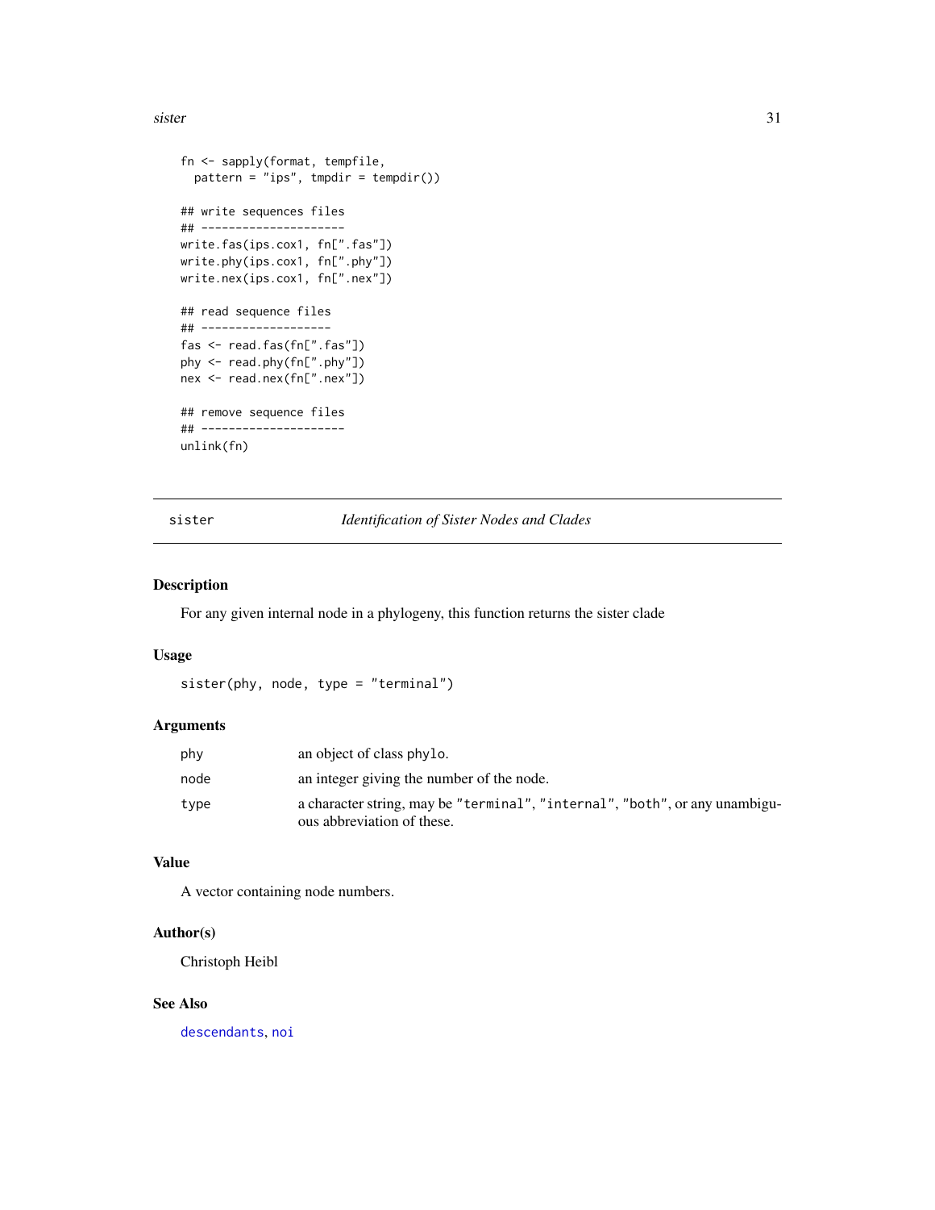```
fn <- sapply(format, tempfile,
  pattern = "ips", tmpdir = tempdir())

## write sequences files
## ---------------------
write.fas(ips.cox1, fn[".fas"])
write.phy(ips.cox1, fn[".phy"])
write.nex(ips.cox1, fn[".nex"])

## read sequence files
## -------------------
fas <- read.fas(fn[".fas"])
phy <- read.phy(fn[".phy"])
nex <- read.nex(fn[".nex"])

## remove sequence files
## ---------------------
unlink(fn)
```

---

## sister — *Identification of Sister Nodes and Clades*

---

### Description

For any given internal node in a phylogeny, this function returns the sister clade

### Usage

```
sister(phy, node, type = "terminal")
```

### Arguments

| | |
|---|---|
| `phy` | an object of class `phylo`. |
| `node` | an integer giving the number of the node. |
| `type` | a character string, may be `"terminal"`, `"internal"`, `"both"`, or any unambiguous abbreviation of these. |

### Value

A vector containing node numbers.

### Author(s)

Christoph Heibl

### See Also

`descendants`, `noi`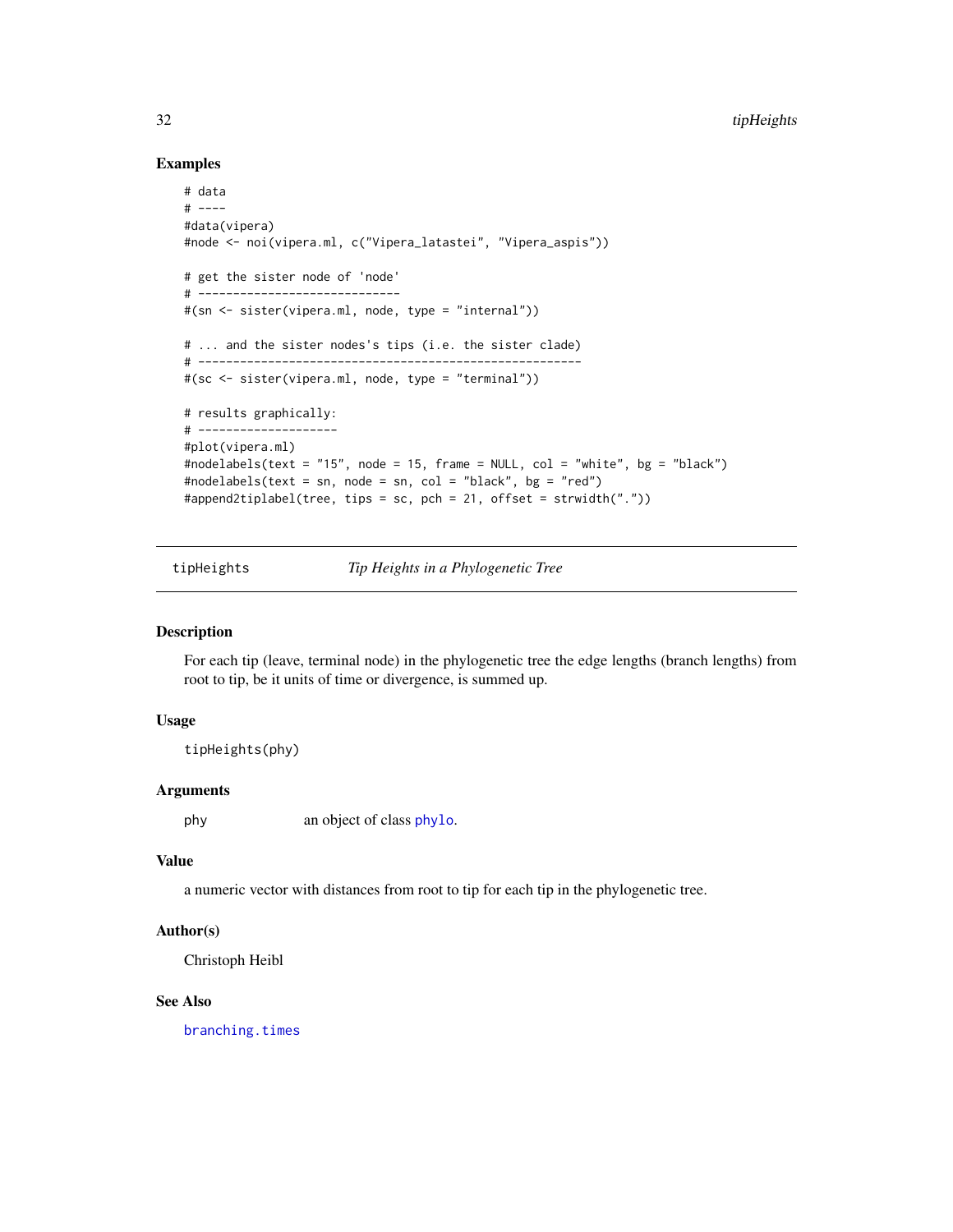## Examples

```
# data
# ----
#data(vipera)
#node <- noi(vipera.ml, c("Vipera_latastei", "Vipera_aspis"))

# get the sister node of 'node'
# -----------------------------
#(sn <- sister(vipera.ml, node, type = "internal"))

# ... and the sister nodes's tips (i.e. the sister clade)
# -------------------------------------------------------
#(sc <- sister(vipera.ml, node, type = "terminal"))

# results graphically:
# --------------------
#plot(vipera.ml)
#nodelabels(text = "15", node = 15, frame = NULL, col = "white", bg = "black")
#nodelabels(text = sn, node = sn, col = "black", bg = "red")
#append2tiplabel(tree, tips = sc, pch = 21, offset = strwidth("."))
```

---

# tipHeights — *Tip Heights in a Phylogenetic Tree*

---

## Description

For each tip (leave, terminal node) in the phylogenetic tree the edge lengths (branch lengths) from root to tip, be it units of time or divergence, is summed up.

## Usage

```
tipHeights(phy)
```

## Arguments

| | |
|---|---|
| phy | an object of class `phylo`. |

## Value

a numeric vector with distances from root to tip for each tip in the phylogenetic tree.

## Author(s)

Christoph Heibl

## See Also

`branching.times`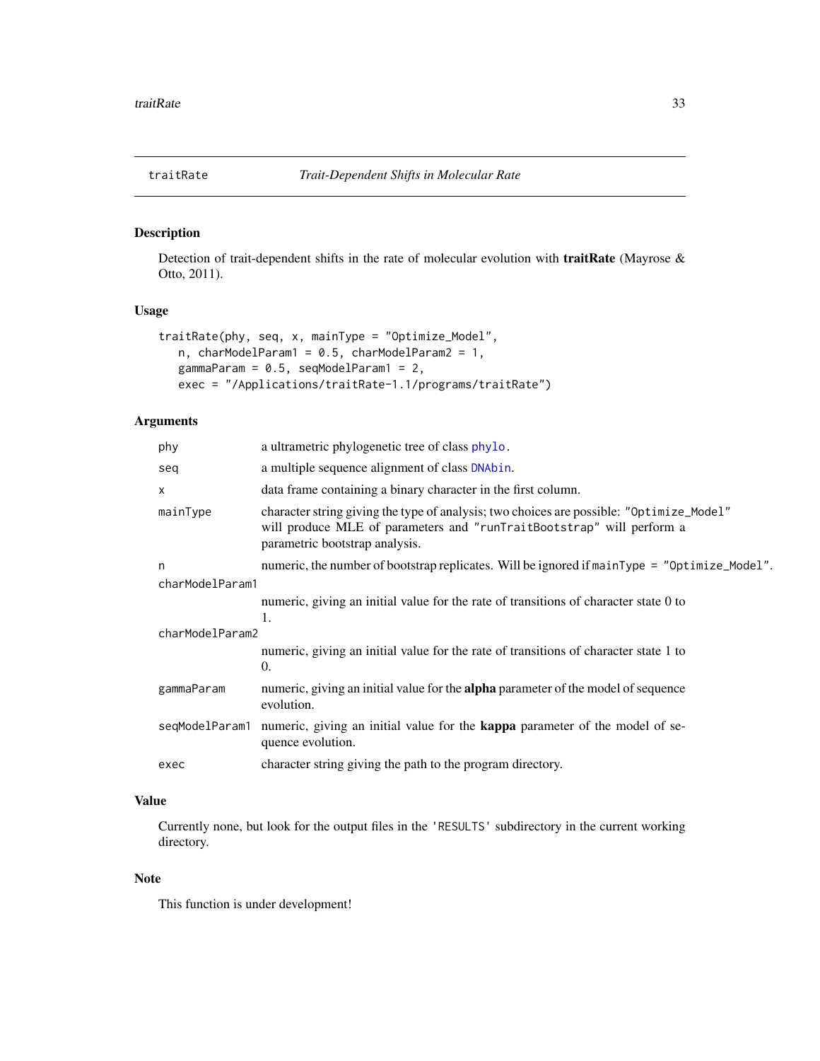## traitRate — *Trait-Dependent Shifts in Molecular Rate*

### Description

Detection of trait-dependent shifts in the rate of molecular evolution with **traitRate** (Mayrose & Otto, 2011).

### Usage

```
traitRate(phy, seq, x, mainType = "Optimize_Model",
   n, charModelParam1 = 0.5, charModelParam2 = 1,
   gammaParam = 0.5, seqModelParam1 = 2,
   exec = "/Applications/traitRate-1.1/programs/traitRate")
```

### Arguments

| | |
|---|---|
| `phy` | a ultrametric phylogenetic tree of class `phylo`. |
| `seq` | a multiple sequence alignment of class `DNAbin`. |
| `x` | data frame containing a binary character in the first column. |
| `mainType` | character string giving the type of analysis; two choices are possible: `"Optimize_Model"` will produce MLE of parameters and `"runTraitBootstrap"` will perform a parametric bootstrap analysis. |
| `n` | numeric, the number of bootstrap replicates. Will be ignored if `mainType = "Optimize_Model"`. |
| `charModelParam1` | numeric, giving an initial value for the rate of transitions of character state 0 to 1. |
| `charModelParam2` | numeric, giving an initial value for the rate of transitions of character state 1 to 0. |
| `gammaParam` | numeric, giving an initial value for the **alpha** parameter of the model of sequence evolution. |
| `seqModelParam1` | numeric, giving an initial value for the **kappa** parameter of the model of sequence evolution. |
| `exec` | character string giving the path to the program directory. |

### Value

Currently none, but look for the output files in the `'RESULTS'` subdirectory in the current working directory.

### Note

This function is under development!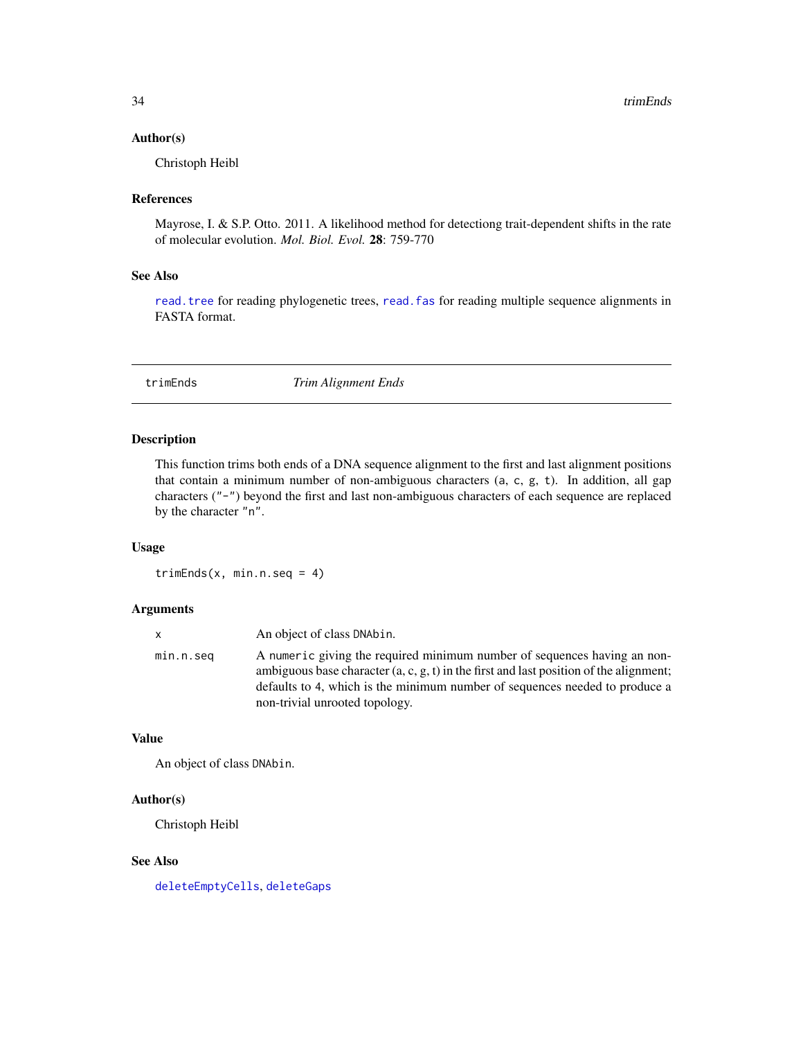### Author(s)

Christoph Heibl

### References

Mayrose, I. & S.P. Otto. 2011. A likelihood method for detectiong trait-dependent shifts in the rate of molecular evolution. *Mol. Biol. Evol.* **28**: 759-770

### See Also

`read.tree` for reading phylogenetic trees, `read.fas` for reading multiple sequence alignments in FASTA format.

---

## trimEnds — *Trim Alignment Ends*

---

### Description

This function trims both ends of a DNA sequence alignment to the first and last alignment positions that contain a minimum number of non-ambiguous characters (`a`, `c`, `g`, `t`). In addition, all gap characters (`"-"`) beyond the first and last non-ambiguous characters of each sequence are replaced by the character `"n"`.

### Usage

```
trimEnds(x, min.n.seq = 4)
```

### Arguments

| | |
|---|---|
| `x` | An object of class `DNAbin`. |
| `min.n.seq` | A `numeric` giving the required minimum number of sequences having an non-ambiguous base character (a, c, g, t) in the first and last position of the alignment; defaults to 4, which is the minimum number of sequences needed to produce a non-trivial unrooted topology. |

### Value

An object of class `DNAbin`.

### Author(s)

Christoph Heibl

### See Also

`deleteEmptyCells`, `deleteGaps`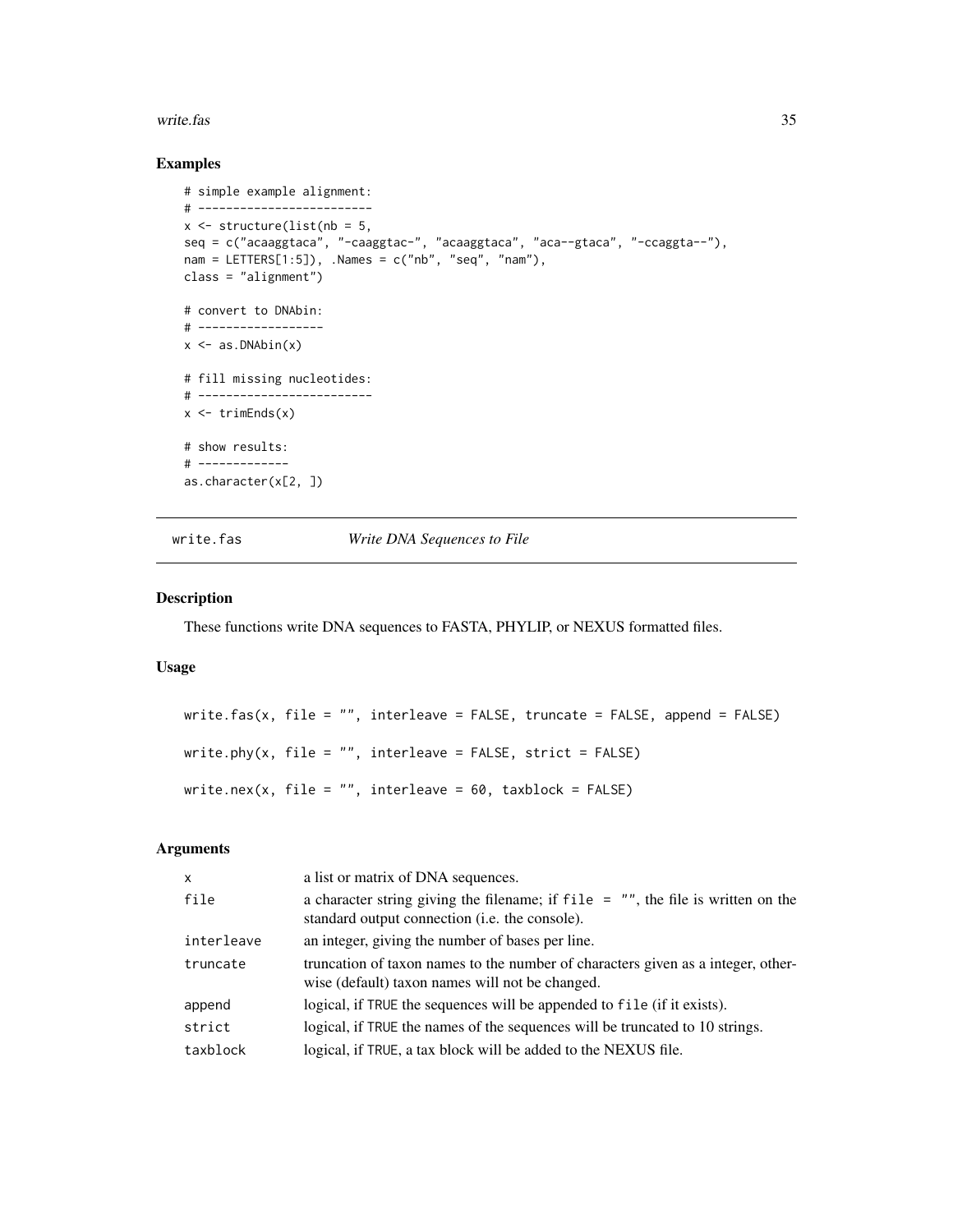## Examples

```
# simple example alignment:
# -------------------------
x <- structure(list(nb = 5,
seq = c("acaaggtaca", "-caaggtac-", "acaaggtaca", "aca--gtaca", "-ccaggta--"),
nam = LETTERS[1:5]), .Names = c("nb", "seq", "nam"),
class = "alignment")

# convert to DNAbin:
# ------------------
x <- as.DNAbin(x)

# fill missing nucleotides:
# -------------------------
x <- trimEnds(x)

# show results:
# -------------
as.character(x[2, ])
```

# write.fas *Write DNA Sequences to File*

## Description

These functions write DNA sequences to FASTA, PHYLIP, or NEXUS formatted files.

## Usage

```
write.fas(x, file = "", interleave = FALSE, truncate = FALSE, append = FALSE)

write.phy(x, file = "", interleave = FALSE, strict = FALSE)

write.nex(x, file = "", interleave = 60, taxblock = FALSE)
```

## Arguments

| | |
|---|---|
| `x` | a list or matrix of DNA sequences. |
| `file` | a character string giving the filename; if `file = ""`, the file is written on the standard output connection (i.e. the console). |
| `interleave` | an integer, giving the number of bases per line. |
| `truncate` | truncation of taxon names to the number of characters given as a integer, otherwise (default) taxon names will not be changed. |
| `append` | logical, if `TRUE` the sequences will be appended to `file` (if it exists). |
| `strict` | logical, if `TRUE` the names of the sequences will be truncated to 10 strings. |
| `taxblock` | logical, if `TRUE`, a tax block will be added to the NEXUS file. |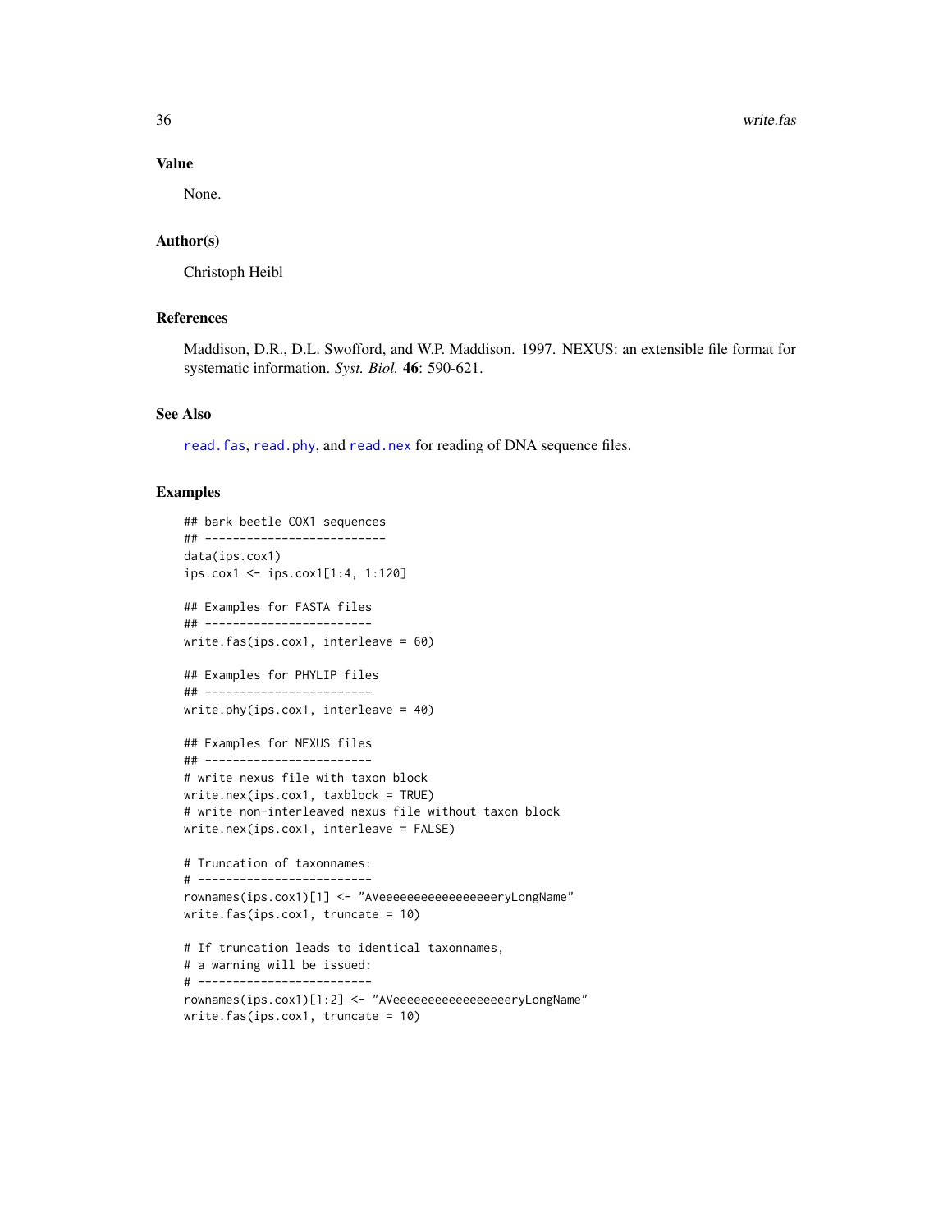## Value

None.

## Author(s)

Christoph Heibl

## References

Maddison, D.R., D.L. Swofford, and W.P. Maddison. 1997. NEXUS: an extensible file format for systematic information. *Syst. Biol.* **46**: 590-621.

## See Also

`read.fas`, `read.phy`, and `read.nex` for reading of DNA sequence files.

## Examples

```
## bark beetle COX1 sequences
## --------------------------
data(ips.cox1)
ips.cox1 <- ips.cox1[1:4, 1:120]

## Examples for FASTA files
## ------------------------
write.fas(ips.cox1, interleave = 60)

## Examples for PHYLIP files
## ------------------------
write.phy(ips.cox1, interleave = 40)

## Examples for NEXUS files
## ------------------------
# write nexus file with taxon block
write.nex(ips.cox1, taxblock = TRUE)
# write non-interleaved nexus file without taxon block
write.nex(ips.cox1, interleave = FALSE)

# Truncation of taxonnames:
# -------------------------
rownames(ips.cox1)[1] <- "AVeeeeeeeeeeeeeeeeryLongName"
write.fas(ips.cox1, truncate = 10)

# If truncation leads to identical taxonnames,
# a warning will be issued:
# -------------------------
rownames(ips.cox1)[1:2] <- "AVeeeeeeeeeeeeeeeeryLongName"
write.fas(ips.cox1, truncate = 10)
```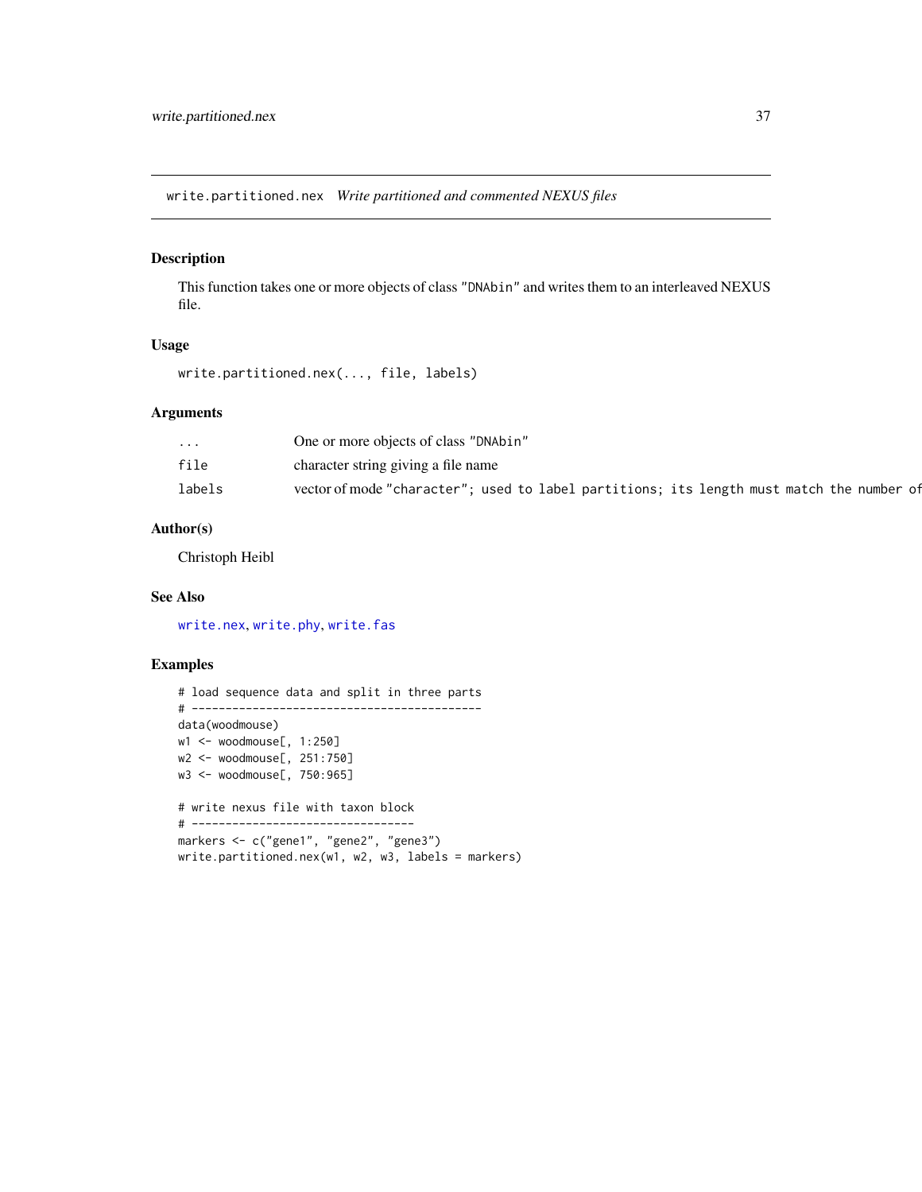write.partitioned.nex *Write partitioned and commented NEXUS files*

### Description

This function takes one or more objects of class "DNAbin" and writes them to an interleaved NEXUS file.

### Usage

```
write.partitioned.nex(..., file, labels)
```

### Arguments

| | |
|---|---|
| ... | One or more objects of class "DNAbin" |
| file | character string giving a file name |
| labels | vector of mode "character"; used to label partitions; its length must match the number of |

### Author(s)

Christoph Heibl

### See Also

write.nex, write.phy, write.fas

### Examples

```
# load sequence data and split in three parts
# ------------------------------------------
data(woodmouse)
w1 <- woodmouse[, 1:250]
w2 <- woodmouse[, 251:750]
w3 <- woodmouse[, 750:965]

# write nexus file with taxon block
# --------------------------------
markers <- c("gene1", "gene2", "gene3")
write.partitioned.nex(w1, w2, w3, labels = markers)
```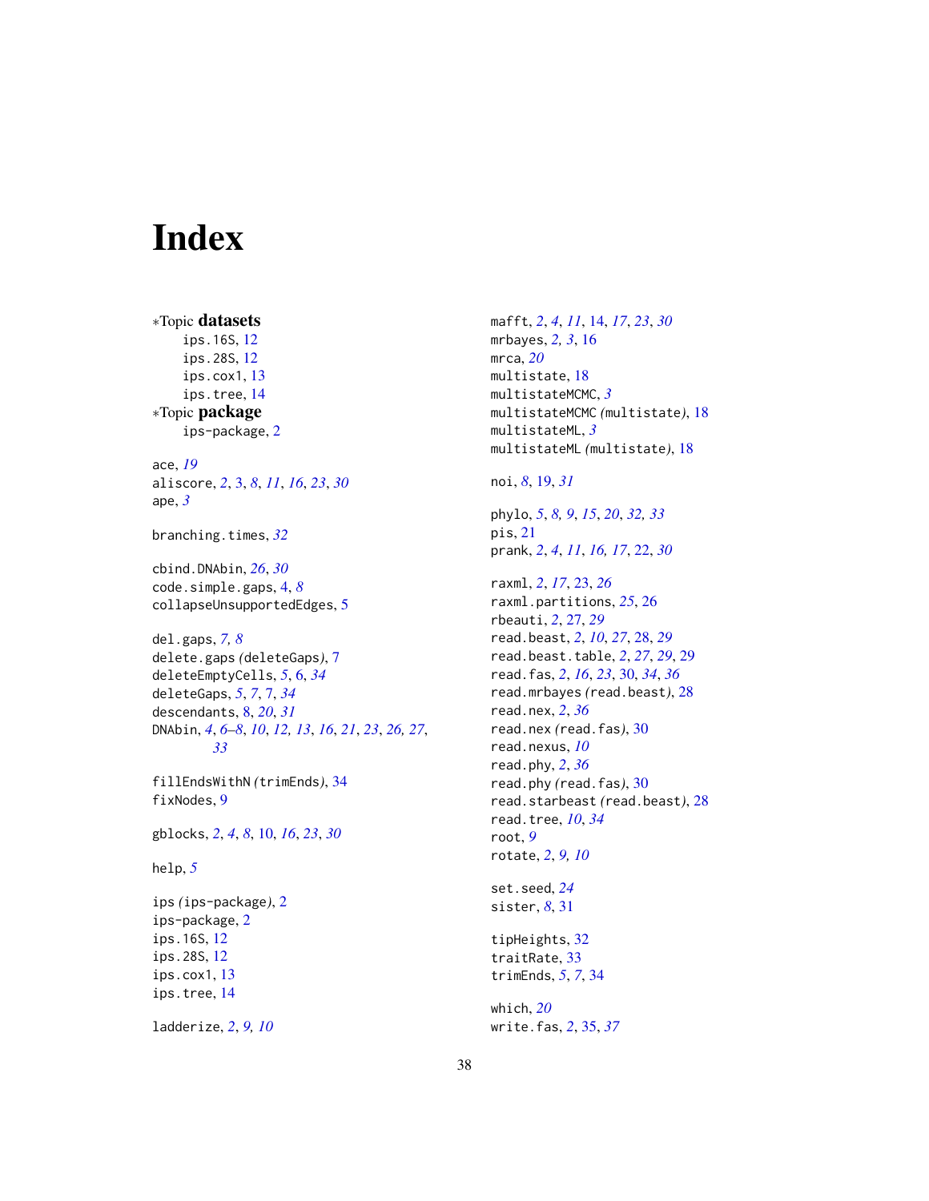# Index

*Topic **datasets**
- ips.16S, 12
- ips.28S, 12
- ips.cox1, 13
- ips.tree, 14

*Topic **package**
- ips-package, 2

ace, *19*
aliscore, *2*, 3, *8*, *11*, *16*, *23*, *30*
ape, *3*

branching.times, *32*

cbind.DNAbin, *26*, *30*
code.simple.gaps, 4, *8*
collapseUnsupportedEdges, 5

del.gaps, *7, 8*
delete.gaps *(deleteGaps)*, 7
deleteEmptyCells, *5*, 6, *34*
deleteGaps, *5*, *7*, 7, *34*
descendants, 8, *20*, *31*
DNAbin, *4*, *6–8*, *10*, *12, 13*, *16*, *21*, *23*, *26, 27*, *33*

fillEndsWithN *(trimEnds)*, 34
fixNodes, 9

gblocks, *2*, *4*, *8*, 10, *16*, *23*, *30*

help, *5*

ips *(ips-package)*, 2
ips-package, 2
ips.16S, 12
ips.28S, 12
ips.cox1, 13
ips.tree, 14

ladderize, *2*, *9, 10*

mafft, *2*, *4*, *11*, 14, *17*, *23*, *30*
mrbayes, *2, 3*, 16
mrca, *20*
multistate, 18
multistateMCMC, *3*
multistateMCMC *(multistate)*, 18
multistateML, *3*
multistateML *(multistate)*, 18

noi, *8*, 19, *31*

phylo, *5*, *8, 9*, *15*, *20*, *32, 33*
pis, 21
prank, *2*, *4*, *11*, *16, 17*, 22, *30*

raxml, *2*, *17*, 23, *26*
raxml.partitions, *25*, 26
rbeauti, *2*, 27, *29*
read.beast, *2*, *10*, *27*, 28, *29*
read.beast.table, *2*, *27*, *29*, 29
read.fas, *2*, *16*, *23*, 30, *34*, *36*
read.mrbayes *(read.beast)*, 28
read.nex, *2*, *36*
read.nex *(read.fas)*, 30
read.nexus, *10*
read.phy, *2*, *36*
read.phy *(read.fas)*, 30
read.starbeast *(read.beast)*, 28
read.tree, *10*, *34*
root, *9*
rotate, *2*, *9, 10*

set.seed, *24*
sister, *8*, 31

tipHeights, 32
traitRate, 33
trimEnds, *5*, *7*, 34

which, *20*
write.fas, *2*, 35, *37*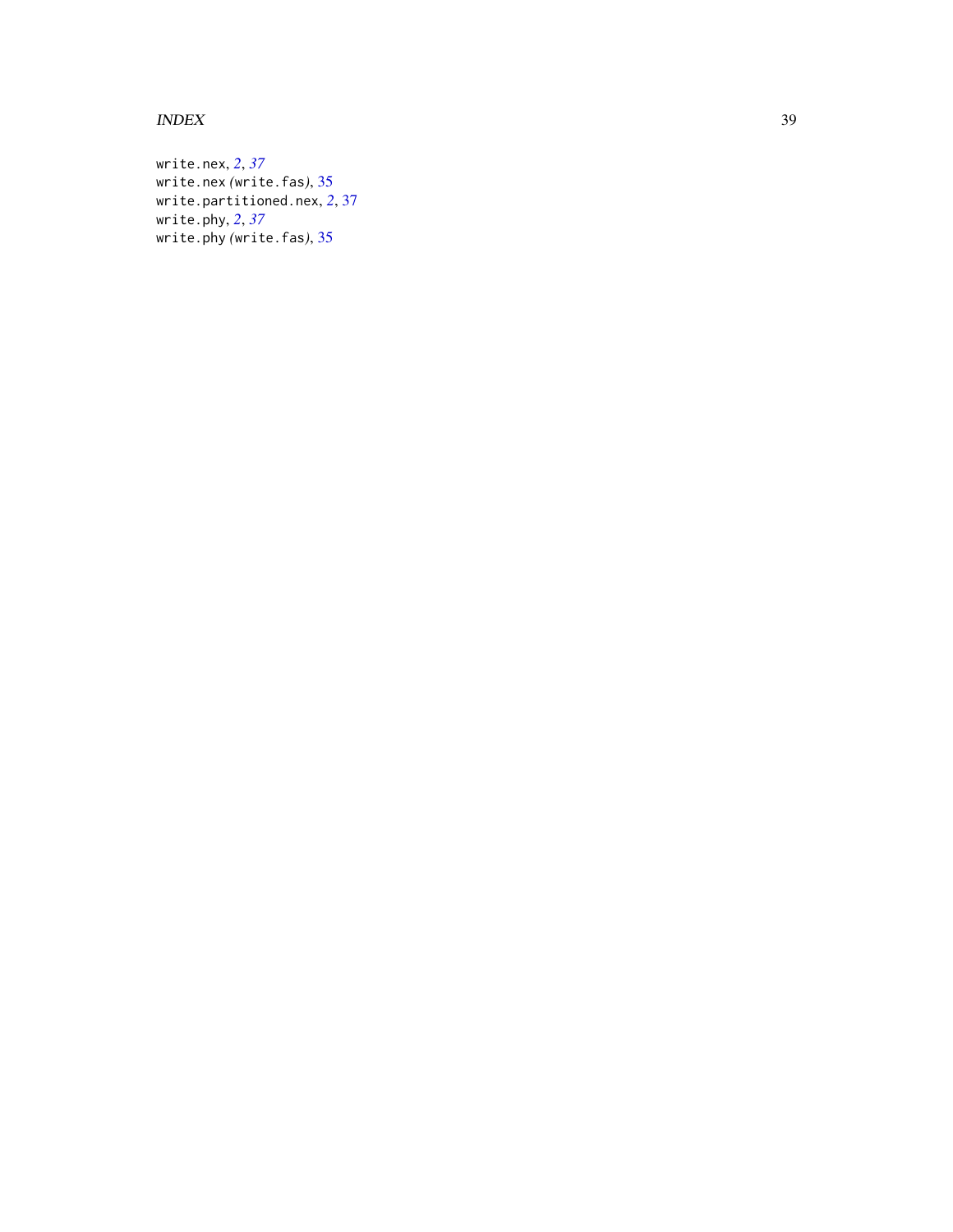write.nex, *2*, *37*
write.nex *(*write.fas*)*, 35
write.partitioned.nex, *2*, 37
write.phy, *2*, *37*
write.phy *(*write.fas*)*, 35